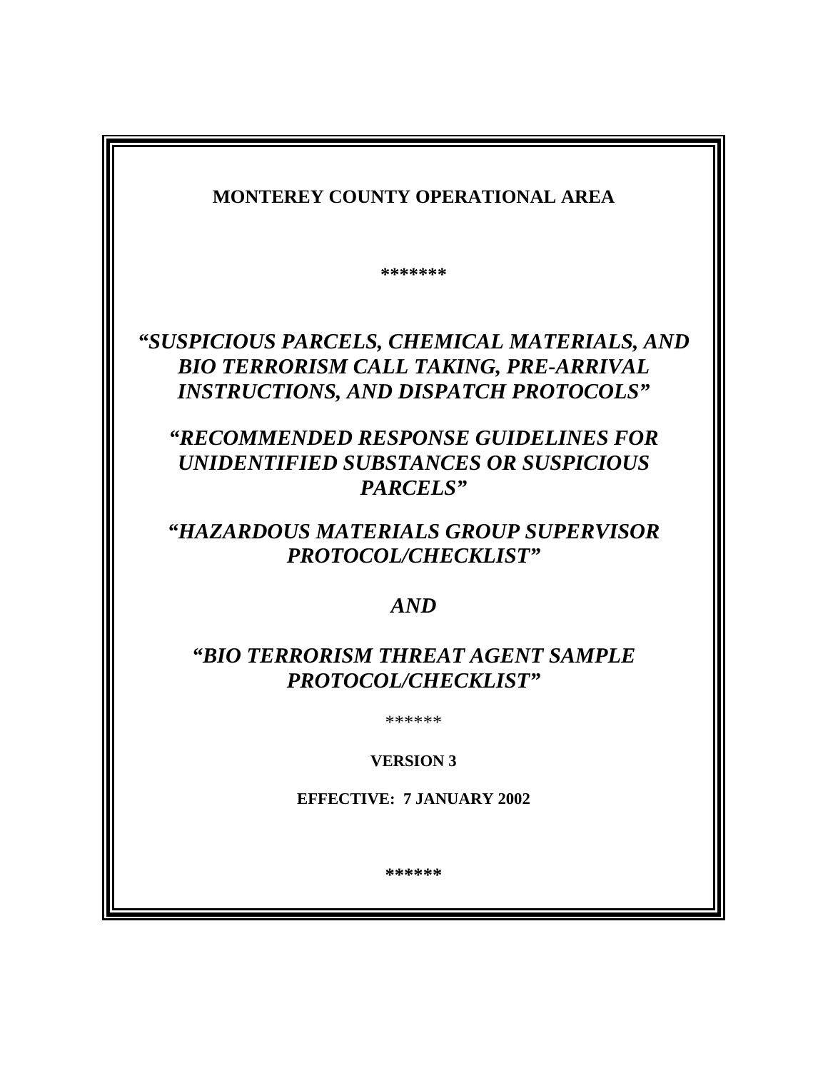**MONTEREY COUNTY OPERATIONAL AREA**

*******

***"SUSPICIOUS PARCELS, CHEMICAL MATERIALS, AND BIO TERRORISM CALL TAKING, PRE-ARRIVAL INSTRUCTIONS, AND DISPATCH PROTOCOLS"***

***"RECOMMENDED RESPONSE GUIDELINES FOR UNIDENTIFIED SUBSTANCES OR SUSPICIOUS PARCELS"***

***"HAZARDOUS MATERIALS GROUP SUPERVISOR PROTOCOL/CHECKLIST"***

***AND***

***"BIO TERRORISM THREAT AGENT SAMPLE PROTOCOL/CHECKLIST"***

******

**VERSION 3**

**EFFECTIVE: 7 JANUARY 2002**

******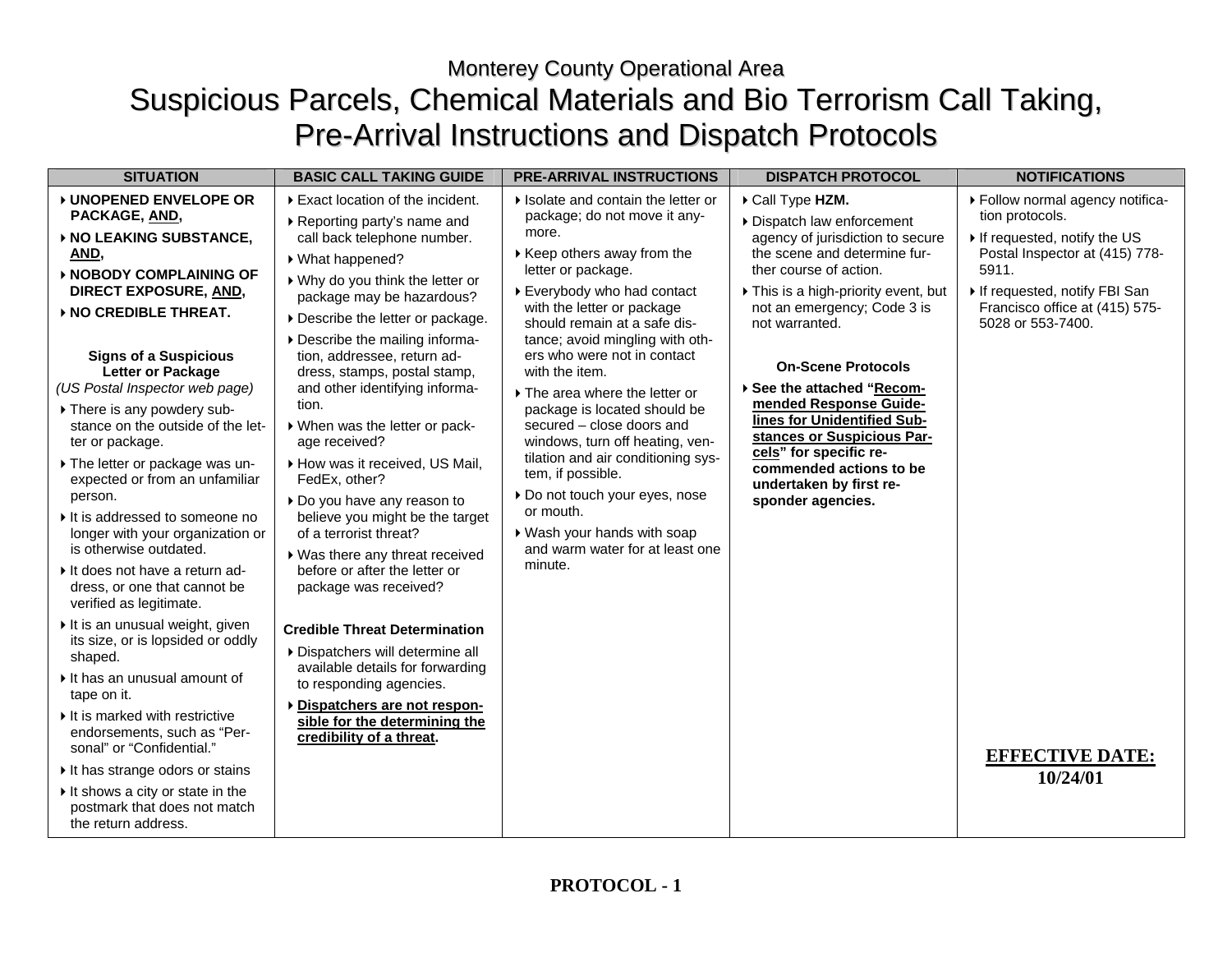# Monterey County Operational Area

# Suspicious Parcels, Chemical Materials and Bio Terrorism Call Taking, Pre-Arrival Instructions and Dispatch Protocols

| SITUATION | BASIC CALL TAKING GUIDE | PRE-ARRIVAL INSTRUCTIONS | DISPATCH PROTOCOL | NOTIFICATIONS |
|---|---|---|---|---|
| ▸ **UNOPENED ENVELOPE OR PACKAGE, <u>AND</u>,**<br>▸ **NO LEAKING SUBSTANCE, <u>AND</u>,**<br>▸ **NOBODY COMPLAINING OF DIRECT EXPOSURE, <u>AND</u>,**<br>▸ **NO CREDIBLE THREAT.**<br><br>**Signs of a Suspicious Letter or Package**<br>*(US Postal Inspector web page)*<br>▸ There is any powdery substance on the outside of the letter or package.<br>▸ The letter or package was unexpected or from an unfamiliar person.<br>▸ It is addressed to someone no longer with your organization or is otherwise outdated.<br>▸ It does not have a return address, or one that cannot be verified as legitimate.<br>▸ It is an unusual weight, given its size, or is lopsided or oddly shaped.<br>▸ It has an unusual amount of tape on it.<br>▸ It is marked with restrictive endorsements, such as "Personal" or "Confidential."<br>▸ It has strange odors or stains<br>▸ It shows a city or state in the postmark that does not match the return address. | ▸ Exact location of the incident.<br>▸ Reporting party's name and call back telephone number.<br>▸ What happened?<br>▸ Why do you think the letter or package may be hazardous?<br>▸ Describe the letter or package.<br>▸ Describe the mailing information, addressee, return address, stamps, postal stamp, and other identifying information.<br>▸ When was the letter or package received?<br>▸ How was it received, US Mail, FedEx, other?<br>▸ Do you have any reason to believe you might be the target of a terrorist threat?<br>▸ Was there any threat received before or after the letter or package was received?<br><br>**Credible Threat Determination**<br>▸ Dispatchers will determine all available details for forwarding to responding agencies.<br>▸ **<u>Dispatchers are not responsible for the determining the credibility of a threat</u>.** | ▸ Isolate and contain the letter or package; do not move it anymore.<br>▸ Keep others away from the letter or package.<br>▸ Everybody who had contact with the letter or package should remain at a safe distance; avoid mingling with others who were not in contact with the item.<br>▸ The area where the letter or package is located should be secured – close doors and windows, turn off heating, ventilation and air conditioning system, if possible.<br>▸ Do not touch your eyes, nose or mouth.<br>▸ Wash your hands with soap and warm water for at least one minute. | ▸ Call Type **HZM.**<br>▸ Dispatch law enforcement agency of jurisdiction to secure the scene and determine further course of action.<br>▸ This is a high-priority event, but not an emergency; Code 3 is not warranted.<br><br>**On-Scene Protocols**<br>▸ **See the attached "<u>Recommended Response Guidelines for Unidentified Substances or Suspicious Parcels</u>" for specific recommended actions to be undertaken by first responder agencies.** | ▸ Follow normal agency notification protocols.<br>▸ If requested, notify the US Postal Inspector at (415) 778-5911.<br>▸ If requested, notify FBI San Francisco office at (415) 575-5028 or 553-7400.<br><br>**<u>EFFECTIVE DATE:</u>**<br>**10/24/01** |

**PROTOCOL - 1**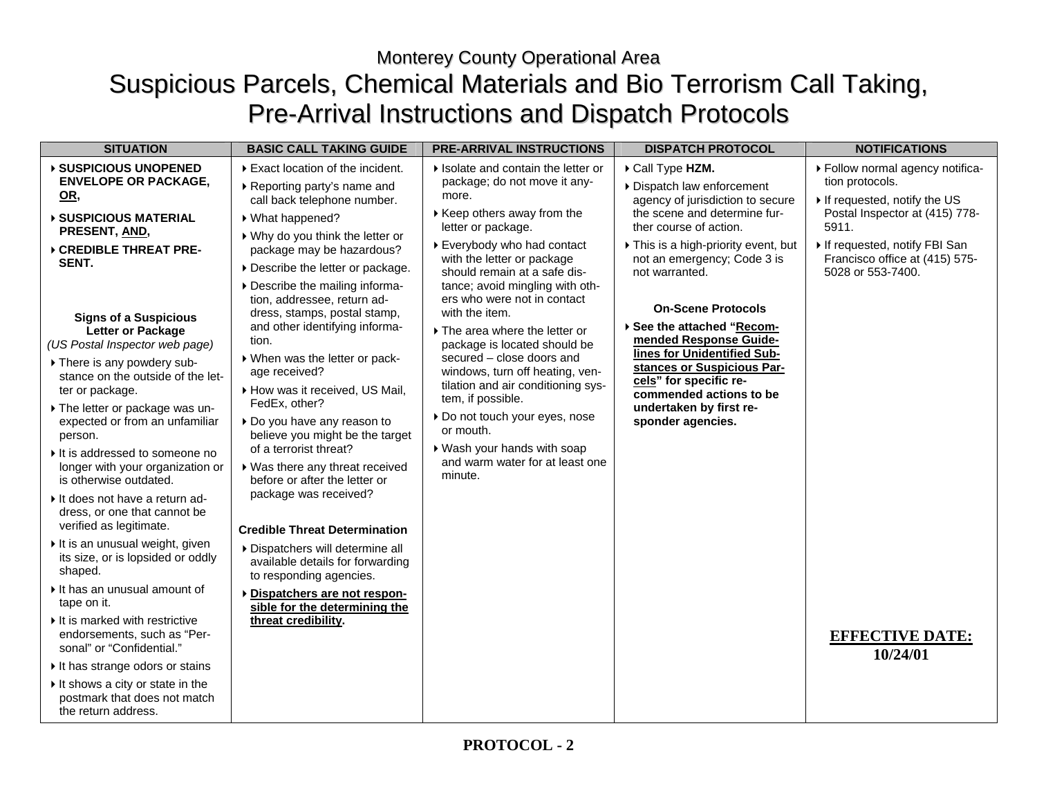# Monterey County Operational Area

# Suspicious Parcels, Chemical Materials and Bio Terrorism Call Taking, Pre-Arrival Instructions and Dispatch Protocols

| SITUATION | BASIC CALL TAKING GUIDE | PRE-ARRIVAL INSTRUCTIONS | DISPATCH PROTOCOL | NOTIFICATIONS |
|---|---|---|---|---|
| ▸ **SUSPICIOUS UNOPENED ENVELOPE OR PACKAGE, <u>OR</u>,**<br>▸ **SUSPICIOUS MATERIAL PRESENT, <u>AND</u>,**<br>▸ **CREDIBLE THREAT PRESENT.**<br><br>**Signs of a Suspicious Letter or Package**<br>*(US Postal Inspector web page)*<br>▸ There is any powdery substance on the outside of the letter or package.<br>▸ The letter or package was unexpected or from an unfamiliar person.<br>▸ It is addressed to someone no longer with your organization or is otherwise outdated.<br>▸ It does not have a return address, or one that cannot be verified as legitimate.<br>▸ It is an unusual weight, given its size, or is lopsided or oddly shaped.<br>▸ It has an unusual amount of tape on it.<br>▸ It is marked with restrictive endorsements, such as "Personal" or "Confidential."<br>▸ It has strange odors or stains<br>▸ It shows a city or state in the postmark that does not match the return address. | ▸ Exact location of the incident.<br>▸ Reporting party's name and call back telephone number.<br>▸ What happened?<br>▸ Why do you think the letter or package may be hazardous?<br>▸ Describe the letter or package.<br>▸ Describe the mailing information, addressee, return address, stamps, postal stamp, and other identifying information.<br>▸ When was the letter or package received?<br>▸ How was it received, US Mail, FedEx, other?<br>▸ Do you have any reason to believe you might be the target of a terrorist threat?<br>▸ Was there any threat received before or after the letter or package was received?<br><br>**Credible Threat Determination**<br>▸ Dispatchers will determine all available details for forwarding to responding agencies.<br>▸ **<u>Dispatchers are not responsible for the determining the threat credibility</u>.** | ▸ Isolate and contain the letter or package; do not move it anymore.<br>▸ Keep others away from the letter or package.<br>▸ Everybody who had contact with the letter or package should remain at a safe distance; avoid mingling with others who were not in contact with the item.<br>▸ The area where the letter or package is located should be secured – close doors and windows, turn off heating, ventilation and air conditioning system, if possible.<br>▸ Do not touch your eyes, nose or mouth.<br>▸ Wash your hands with soap and warm water for at least one minute. | ▸ Call Type **HZM.**<br>▸ Dispatch law enforcement agency of jurisdiction to secure the scene and determine further course of action.<br>▸ This is a high-priority event, but not an emergency; Code 3 is not warranted.<br><br>**On-Scene Protocols**<br>▸ **See the attached "<u>Recommended Response Guidelines for Unidentified Substances or Suspicious Parcels</u>" for specific recommended actions to be undertaken by first responder agencies.** | ▸ Follow normal agency notification protocols.<br>▸ If requested, notify the US Postal Inspector at (415) 778-5911.<br>▸ If requested, notify FBI San Francisco office at (415) 575-5028 or 553-7400.<br><br>**<u>EFFECTIVE DATE:</u>**<br>**10/24/01** |

**PROTOCOL - 2**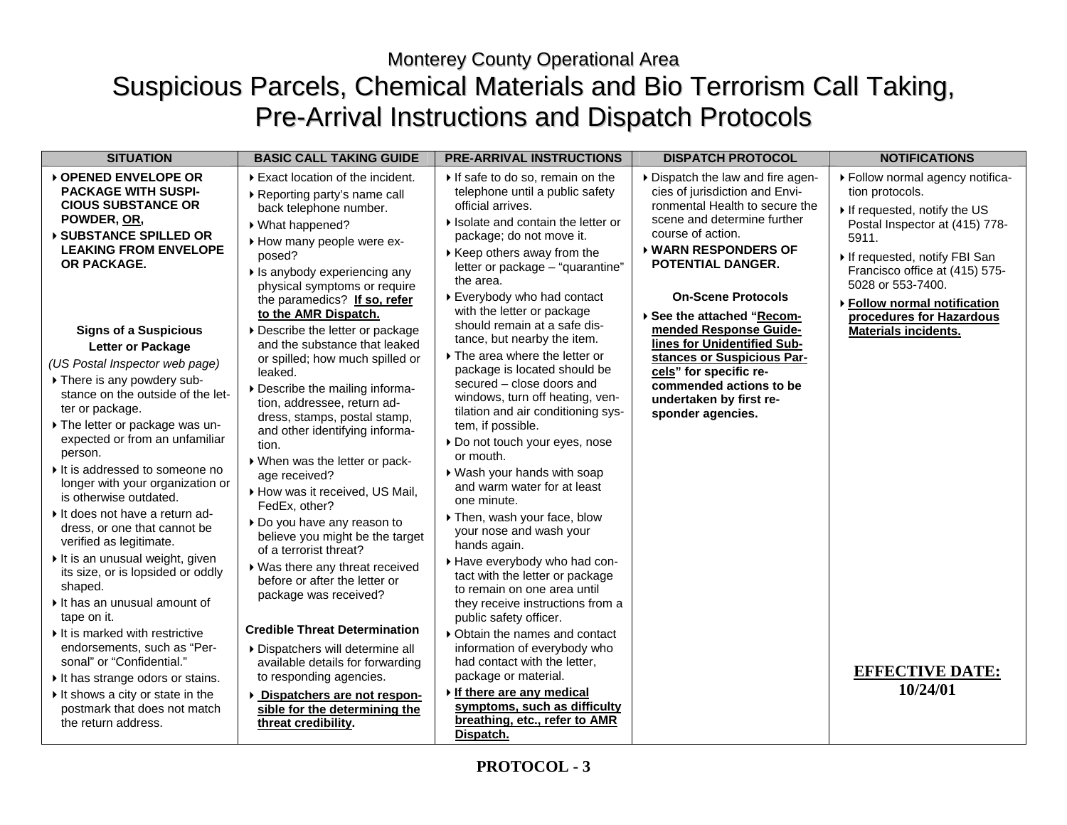# Monterey County Operational Area

# Suspicious Parcels, Chemical Materials and Bio Terrorism Call Taking, Pre-Arrival Instructions and Dispatch Protocols

| SITUATION | BASIC CALL TAKING GUIDE | PRE-ARRIVAL INSTRUCTIONS | DISPATCH PROTOCOL | NOTIFICATIONS |
|---|---|---|---|---|
| ▸ **OPENED ENVELOPE OR PACKAGE WITH SUSPICIOUS SUBSTANCE OR POWDER, <u>OR</u>,**<br>▸ **SUBSTANCE SPILLED OR LEAKING FROM ENVELOPE OR PACKAGE.**<br><br>**Signs of a Suspicious Letter or Package**<br>*(US Postal Inspector web page)*<br>▸ There is any powdery substance on the outside of the letter or package.<br>▸ The letter or package was unexpected or from an unfamiliar person.<br>▸ It is addressed to someone no longer with your organization or is otherwise outdated.<br>▸ It does not have a return address, or one that cannot be verified as legitimate.<br>▸ It is an unusual weight, given its size, or is lopsided or oddly shaped.<br>▸ It has an unusual amount of tape on it.<br>▸ It is marked with restrictive endorsements, such as "Personal" or "Confidential."<br>▸ It has strange odors or stains.<br>▸ It shows a city or state in the postmark that does not match the return address. | ▸ Exact location of the incident.<br>▸ Reporting party's name call back telephone number.<br>▸ What happened?<br>▸ How many people were exposed?<br>▸ Is anybody experiencing any physical symptoms or require the paramedics? **<u>If so, refer to the AMR Dispatch.</u>**<br>▸ Describe the letter or package and the substance that leaked or spilled; how much spilled or leaked.<br>▸ Describe the mailing information, addressee, return address, stamps, postal stamp, and other identifying information.<br>▸ When was the letter or package received?<br>▸ How was it received, US Mail, FedEx, other?<br>▸ Do you have any reason to believe you might be the target of a terrorist threat?<br>▸ Was there any threat received before or after the letter or package was received?<br><br>**Credible Threat Determination**<br>▸ Dispatchers will determine all available details for forwarding to responding agencies.<br>▸ **<u>Dispatchers are not responsible for the determining the threat credibility</u>.** | ▸ If safe to do so, remain on the telephone until a public safety official arrives.<br>▸ Isolate and contain the letter or package; do not move it.<br>▸ Keep others away from the letter or package – "quarantine" the area.<br>▸ Everybody who had contact with the letter or package should remain at a safe distance, but nearby the item.<br>▸ The area where the letter or package is located should be secured – close doors and windows, turn off heating, ventilation and air conditioning system, if possible.<br>▸ Do not touch your eyes, nose or mouth.<br>▸ Wash your hands with soap and warm water for at least one minute.<br>▸ Then, wash your face, blow your nose and wash your hands again.<br>▸ Have everybody who had contact with the letter or package to remain on one area until they receive instructions from a public safety officer.<br>▸ Obtain the names and contact information of everybody who had contact with the letter, package or material.<br>▸ **<u>If there are any medical symptoms, such as difficulty breathing, etc., refer to AMR Dispatch.</u>** | ▸ Dispatch the law and fire agencies of jurisdiction and Environmental Health to secure the scene and determine further course of action.<br>▸ **WARN RESPONDERS OF POTENTIAL DANGER.**<br><br>**On-Scene Protocols**<br>▸ **See the attached "<u>Recommended Response Guidelines for Unidentified Substances or Suspicious Parcels</u>" for specific recommended actions to be undertaken by first responder agencies.** | ▸ Follow normal agency notification protocols.<br>▸ If requested, notify the US Postal Inspector at (415) 778-5911.<br>▸ If requested, notify FBI San Francisco office at (415) 575-5028 or 553-7400.<br>▸ **<u>Follow normal notification procedures for Hazardous Materials incidents.</u>**<br><br>**<u>EFFECTIVE DATE:</u>**<br>**10/24/01** |

**PROTOCOL - 3**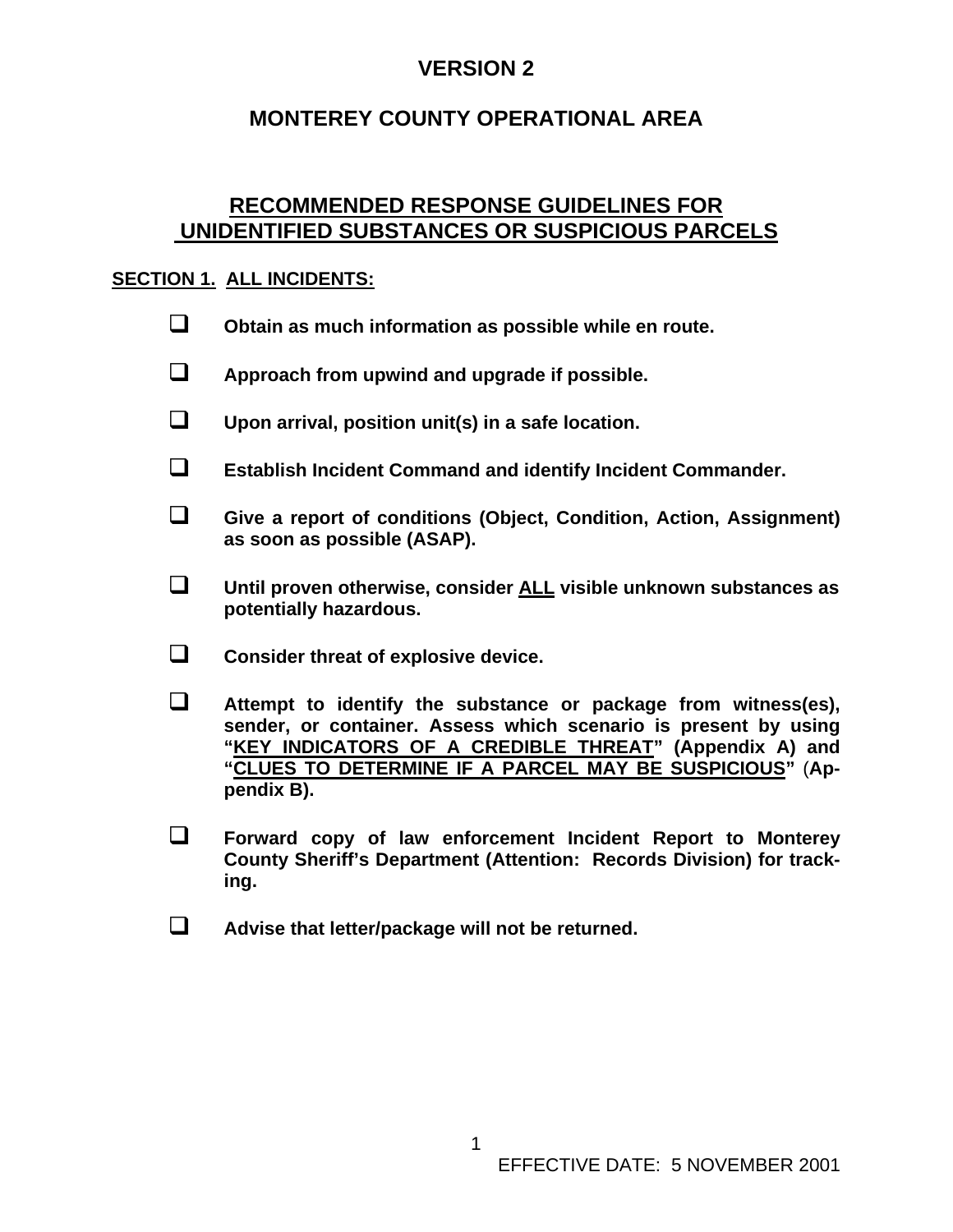# VERSION 2

# MONTEREY COUNTY OPERATIONAL AREA

## RECOMMENDED RESPONSE GUIDELINES FOR UNIDENTIFIED SUBSTANCES OR SUSPICIOUS PARCELS

### SECTION 1. ALL INCIDENTS:

- [ ] **Obtain as much information as possible while en route.**
- [ ] **Approach from upwind and upgrade if possible.**
- [ ] **Upon arrival, position unit(s) in a safe location.**
- [ ] **Establish Incident Command and identify Incident Commander.**
- [ ] **Give a report of conditions (Object, Condition, Action, Assignment) as soon as possible (ASAP).**
- [ ] **Until proven otherwise, consider <u>ALL</u> visible unknown substances as potentially hazardous.**
- [ ] **Consider threat of explosive device.**
- [ ] **Attempt to identify the substance or package from witness(es), sender, or container. Assess which scenario is present by using "<u>KEY INDICATORS OF A CREDIBLE THREAT</u>" (Appendix A) and "<u>CLUES TO DETERMINE IF A PARCEL MAY BE SUSPICIOUS</u>" (Appendix B).**
- [ ] **Forward copy of law enforcement Incident Report to Monterey County Sheriff's Department (Attention: Records Division) for tracking.**
- [ ] **Advise that letter/package will not be returned.**

EFFECTIVE DATE: 5 NOVEMBER 2001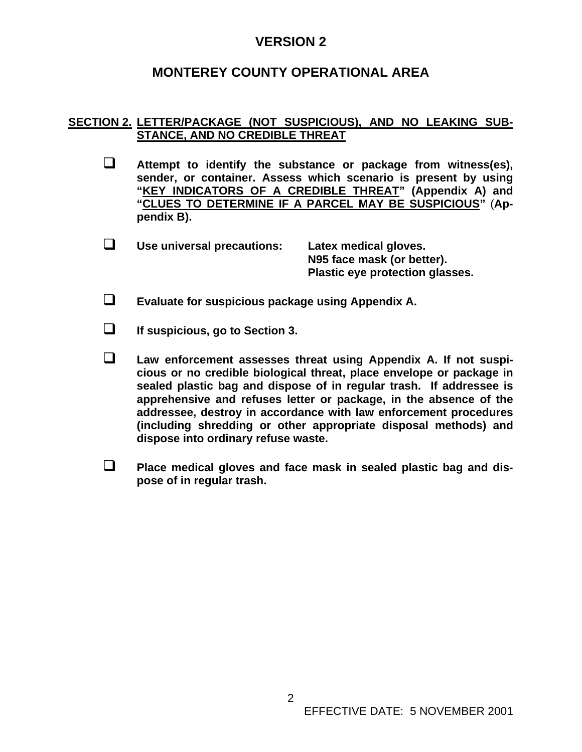# VERSION 2

## MONTEREY COUNTY OPERATIONAL AREA

### SECTION 2. LETTER/PACKAGE (NOT SUSPICIOUS), AND NO LEAKING SUBSTANCE, AND NO CREDIBLE THREAT

- ❑ **Attempt to identify the substance or package from witness(es), sender, or container. Assess which scenario is present by using "KEY INDICATORS OF A CREDIBLE THREAT" (Appendix A) and "CLUES TO DETERMINE IF A PARCEL MAY BE SUSPICIOUS" (Appendix B).**

- ❑ **Use universal precautions:** **Latex medical gloves.**
  **N95 face mask (or better).**
  **Plastic eye protection glasses.**

- ❑ **Evaluate for suspicious package using Appendix A.**

- ❑ **If suspicious, go to Section 3.**

- ❑ **Law enforcement assesses threat using Appendix A. If not suspicious or no credible biological threat, place envelope or package in sealed plastic bag and dispose of in regular trash. If addressee is apprehensive and refuses letter or package, in the absence of the addressee, destroy in accordance with law enforcement procedures (including shredding or other appropriate disposal methods) and dispose into ordinary refuse waste.**

- ❑ **Place medical gloves and face mask in sealed plastic bag and dispose of in regular trash.**

EFFECTIVE DATE: 5 NOVEMBER 2001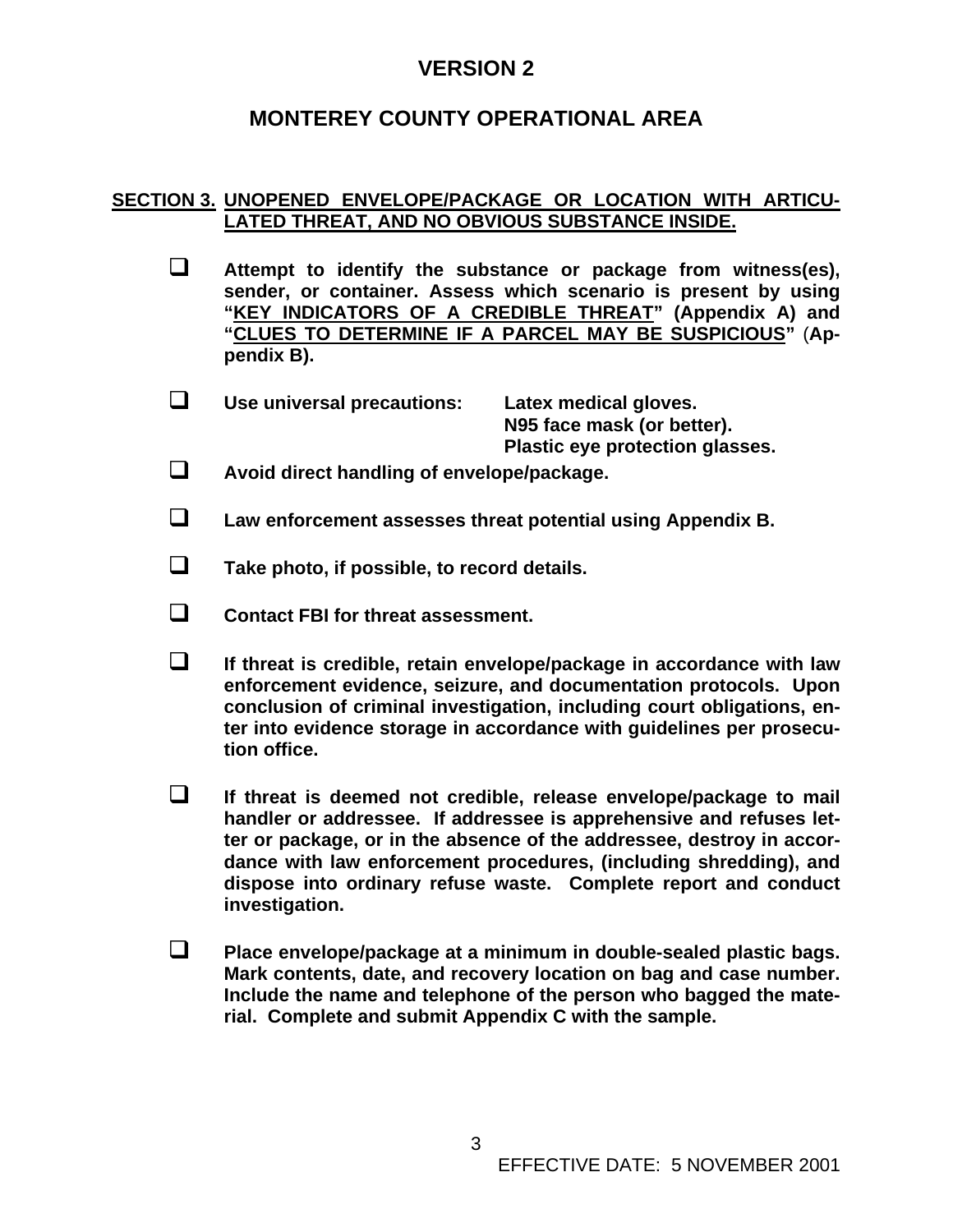# VERSION 2

# MONTEREY COUNTY OPERATIONAL AREA

## SECTION 3. UNOPENED ENVELOPE/PACKAGE OR LOCATION WITH ARTICULATED THREAT, AND NO OBVIOUS SUBSTANCE INSIDE.

- ❑ **Attempt to identify the substance or package from witness(es), sender, or container. Assess which scenario is present by using "KEY INDICATORS OF A CREDIBLE THREAT" (Appendix A) and "CLUES TO DETERMINE IF A PARCEL MAY BE SUSPICIOUS" (Appendix B).**

- ❑ **Use universal precautions:** **Latex medical gloves.**
  **N95 face mask (or better).**
  **Plastic eye protection glasses.**

- ❑ **Avoid direct handling of envelope/package.**

- ❑ **Law enforcement assesses threat potential using Appendix B.**

- ❑ **Take photo, if possible, to record details.**

- ❑ **Contact FBI for threat assessment.**

- ❑ **If threat is credible, retain envelope/package in accordance with law enforcement evidence, seizure, and documentation protocols. Upon conclusion of criminal investigation, including court obligations, enter into evidence storage in accordance with guidelines per prosecution office.**

- ❑ **If threat is deemed not credible, release envelope/package to mail handler or addressee. If addressee is apprehensive and refuses letter or package, or in the absence of the addressee, destroy in accordance with law enforcement procedures, (including shredding), and dispose into ordinary refuse waste. Complete report and conduct investigation.**

- ❑ **Place envelope/package at a minimum in double-sealed plastic bags. Mark contents, date, and recovery location on bag and case number. Include the name and telephone of the person who bagged the material. Complete and submit Appendix C with the sample.**

EFFECTIVE DATE: 5 NOVEMBER 2001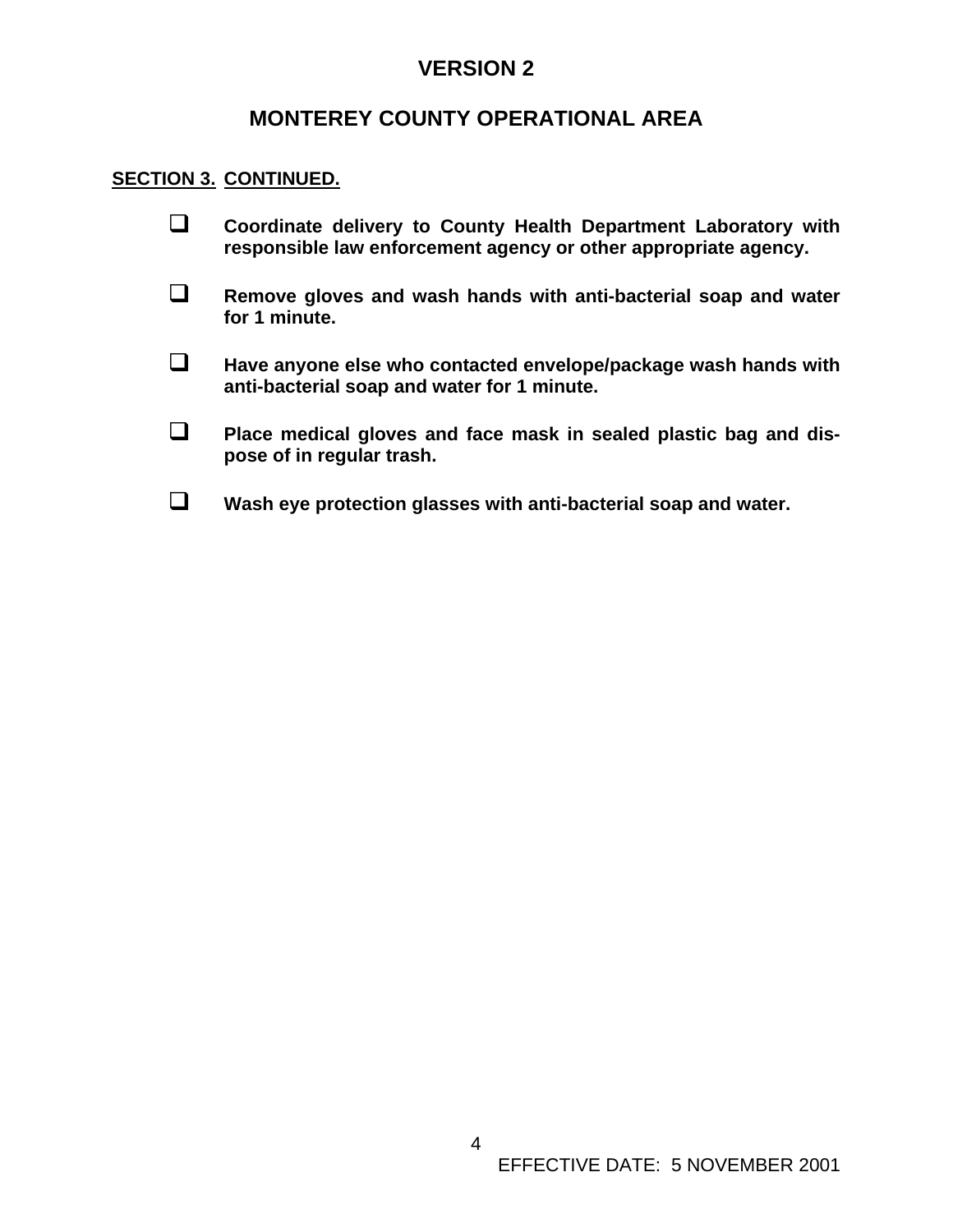# VERSION 2

## MONTEREY COUNTY OPERATIONAL AREA

**SECTION 3. CONTINUED.**

- ❑ **Coordinate delivery to County Health Department Laboratory with responsible law enforcement agency or other appropriate agency.**

- ❑ **Remove gloves and wash hands with anti-bacterial soap and water for 1 minute.**

- ❑ **Have anyone else who contacted envelope/package wash hands with anti-bacterial soap and water for 1 minute.**

- ❑ **Place medical gloves and face mask in sealed plastic bag and dispose of in regular trash.**

- ❑ **Wash eye protection glasses with anti-bacterial soap and water.**

EFFECTIVE DATE: 5 NOVEMBER 2001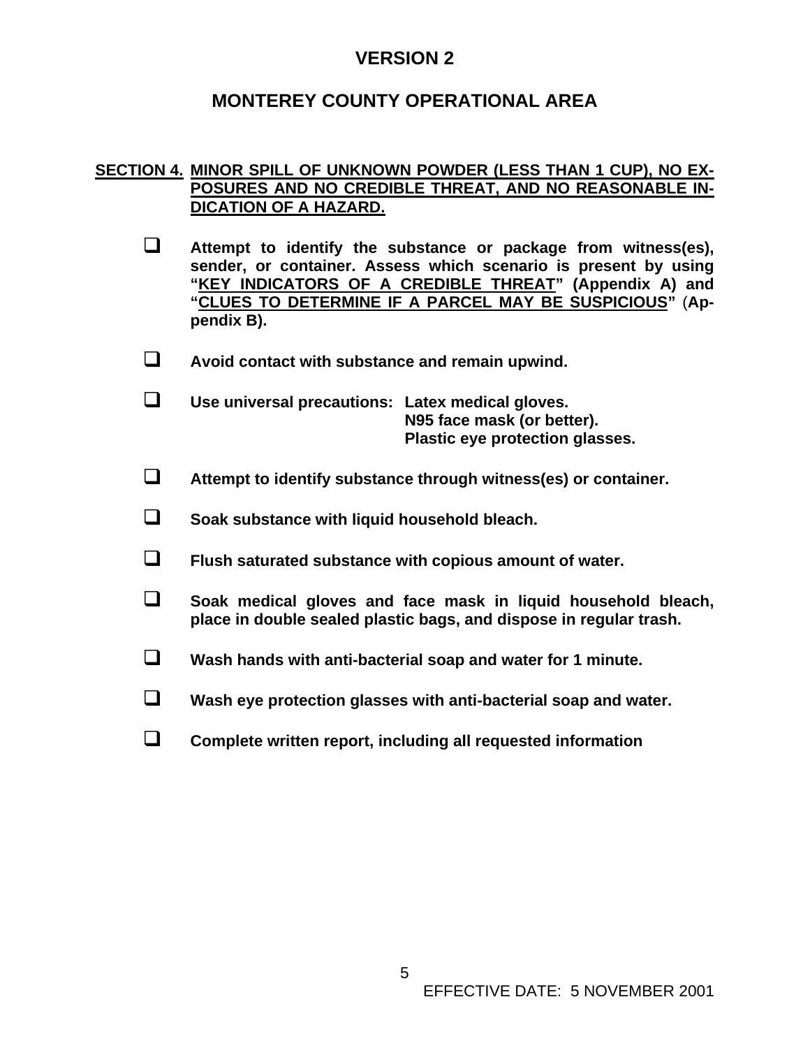# VERSION 2

# MONTEREY COUNTY OPERATIONAL AREA

## SECTION 4. MINOR SPILL OF UNKNOWN POWDER (LESS THAN 1 CUP), NO EXPOSURES AND NO CREDIBLE THREAT, AND NO REASONABLE INDICATION OF A HAZARD.

- ❑ **Attempt to identify the substance or package from witness(es), sender, or container. Assess which scenario is present by using "KEY INDICATORS OF A CREDIBLE THREAT" (Appendix A) and "CLUES TO DETERMINE IF A PARCEL MAY BE SUSPICIOUS" (Appendix B).**

- ❑ **Avoid contact with substance and remain upwind.**

- ❑ **Use universal precautions:** **Latex medical gloves.**
  **N95 face mask (or better).**
  **Plastic eye protection glasses.**

- ❑ **Attempt to identify substance through witness(es) or container.**

- ❑ **Soak substance with liquid household bleach.**

- ❑ **Flush saturated substance with copious amount of water.**

- ❑ **Soak medical gloves and face mask in liquid household bleach, place in double sealed plastic bags, and dispose in regular trash.**

- ❑ **Wash hands with anti-bacterial soap and water for 1 minute.**

- ❑ **Wash eye protection glasses with anti-bacterial soap and water.**

- ❑ **Complete written report, including all requested information**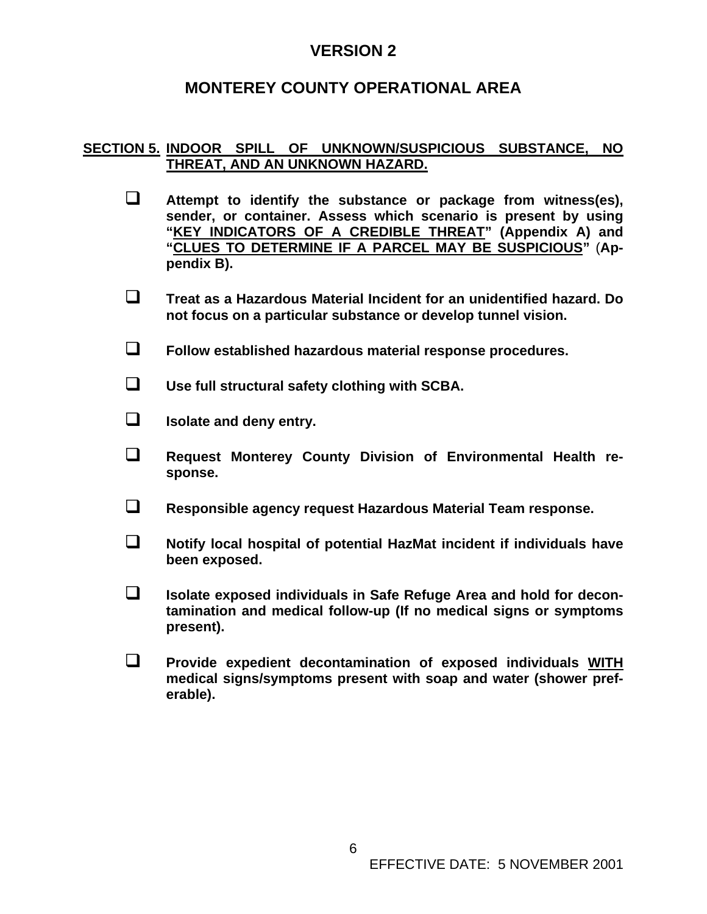# VERSION 2

## MONTEREY COUNTY OPERATIONAL AREA

**SECTION 5. INDOOR SPILL OF UNKNOWN/SUSPICIOUS SUBSTANCE, NO THREAT, AND AN UNKNOWN HAZARD.**

- ❑ **Attempt to identify the substance or package from witness(es), sender, or container. Assess which scenario is present by using "KEY INDICATORS OF A CREDIBLE THREAT" (Appendix A) and "CLUES TO DETERMINE IF A PARCEL MAY BE SUSPICIOUS" (Appendix B).**

- ❑ **Treat as a Hazardous Material Incident for an unidentified hazard. Do not focus on a particular substance or develop tunnel vision.**

- ❑ **Follow established hazardous material response procedures.**

- ❑ **Use full structural safety clothing with SCBA.**

- ❑ **Isolate and deny entry.**

- ❑ **Request Monterey County Division of Environmental Health response.**

- ❑ **Responsible agency request Hazardous Material Team response.**

- ❑ **Notify local hospital of potential HazMat incident if individuals have been exposed.**

- ❑ **Isolate exposed individuals in Safe Refuge Area and hold for decontamination and medical follow-up (If no medical signs or symptoms present).**

- ❑ **Provide expedient decontamination of exposed individuals WITH medical signs/symptoms present with soap and water (shower preferable).**

EFFECTIVE DATE: 5 NOVEMBER 2001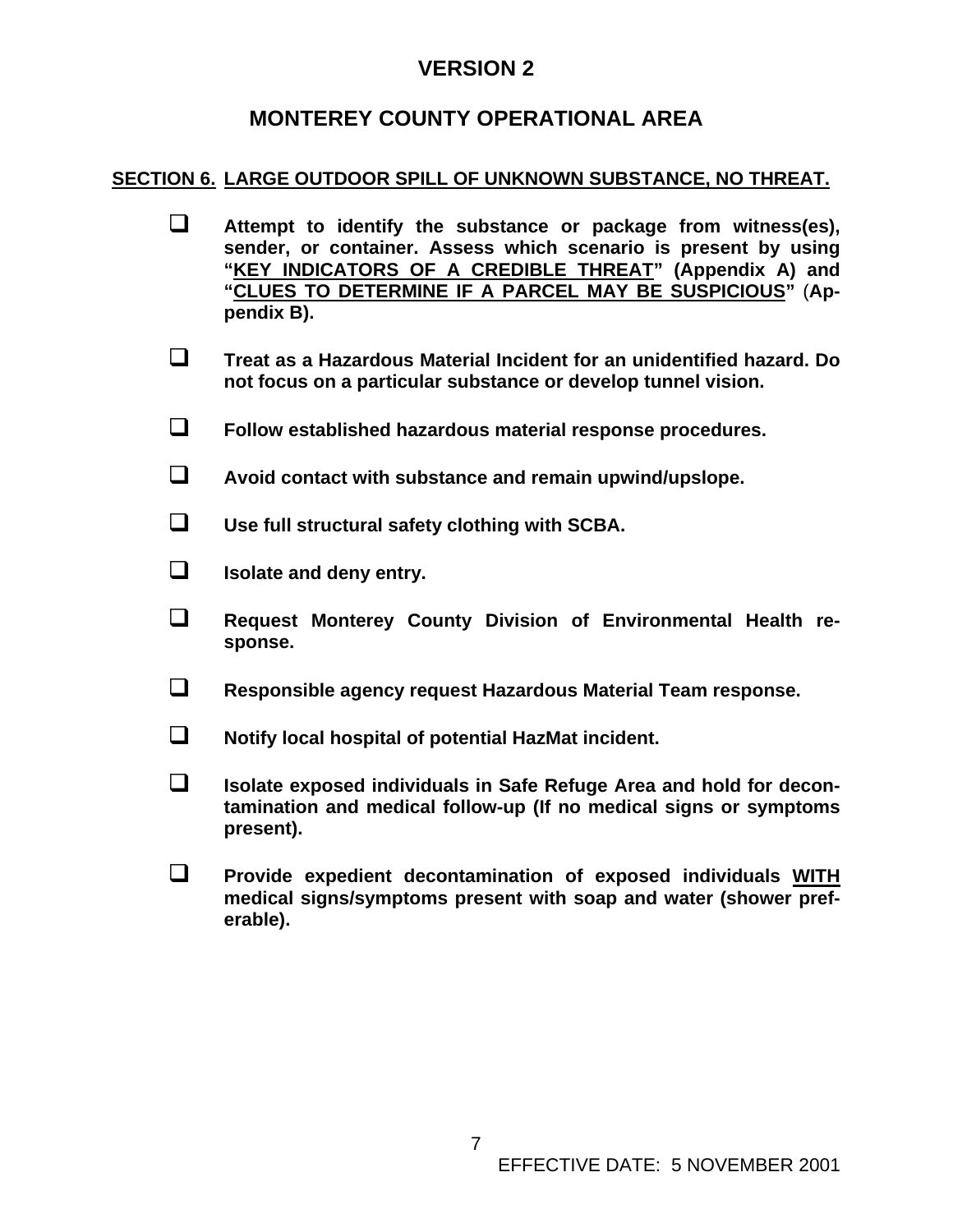# VERSION 2

# MONTEREY COUNTY OPERATIONAL AREA

## SECTION 6. LARGE OUTDOOR SPILL OF UNKNOWN SUBSTANCE, NO THREAT.

- ☐ **Attempt to identify the substance or package from witness(es), sender, or container. Assess which scenario is present by using "KEY INDICATORS OF A CREDIBLE THREAT" (Appendix A) and "CLUES TO DETERMINE IF A PARCEL MAY BE SUSPICIOUS" (Appendix B).**

- ☐ **Treat as a Hazardous Material Incident for an unidentified hazard. Do not focus on a particular substance or develop tunnel vision.**

- ☐ **Follow established hazardous material response procedures.**

- ☐ **Avoid contact with substance and remain upwind/upslope.**

- ☐ **Use full structural safety clothing with SCBA.**

- ☐ **Isolate and deny entry.**

- ☐ **Request Monterey County Division of Environmental Health response.**

- ☐ **Responsible agency request Hazardous Material Team response.**

- ☐ **Notify local hospital of potential HazMat incident.**

- ☐ **Isolate exposed individuals in Safe Refuge Area and hold for decontamination and medical follow-up (If no medical signs or symptoms present).**

- ☐ **Provide expedient decontamination of exposed individuals WITH medical signs/symptoms present with soap and water (shower preferable).**

EFFECTIVE DATE: 5 NOVEMBER 2001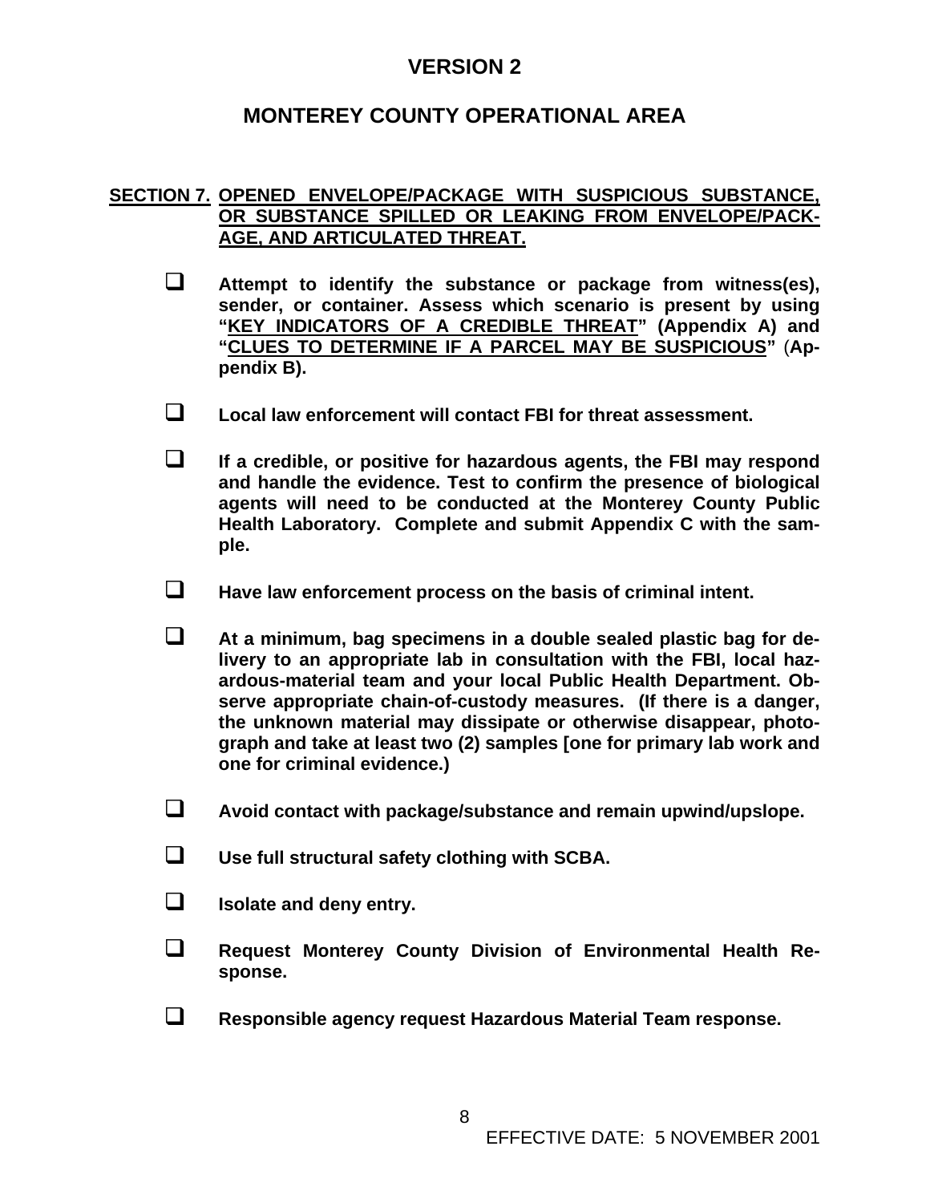# VERSION 2

# MONTEREY COUNTY OPERATIONAL AREA

## SECTION 7. OPENED ENVELOPE/PACKAGE WITH SUSPICIOUS SUBSTANCE, OR SUBSTANCE SPILLED OR LEAKING FROM ENVELOPE/PACKAGE, AND ARTICULATED THREAT.

- ❑ **Attempt to identify the substance or package from witness(es), sender, or container. Assess which scenario is present by using "KEY INDICATORS OF A CREDIBLE THREAT" (Appendix A) and "CLUES TO DETERMINE IF A PARCEL MAY BE SUSPICIOUS" (Appendix B).**

- ❑ **Local law enforcement will contact FBI for threat assessment.**

- ❑ **If a credible, or positive for hazardous agents, the FBI may respond and handle the evidence. Test to confirm the presence of biological agents will need to be conducted at the Monterey County Public Health Laboratory. Complete and submit Appendix C with the sample.**

- ❑ **Have law enforcement process on the basis of criminal intent.**

- ❑ **At a minimum, bag specimens in a double sealed plastic bag for delivery to an appropriate lab in consultation with the FBI, local hazardous-material team and your local Public Health Department. Observe appropriate chain-of-custody measures. (If there is a danger, the unknown material may dissipate or otherwise disappear, photograph and take at least two (2) samples [one for primary lab work and one for criminal evidence.)**

- ❑ **Avoid contact with package/substance and remain upwind/upslope.**

- ❑ **Use full structural safety clothing with SCBA.**

- ❑ **Isolate and deny entry.**

- ❑ **Request Monterey County Division of Environmental Health Response.**

- ❑ **Responsible agency request Hazardous Material Team response.**

EFFECTIVE DATE: 5 NOVEMBER 2001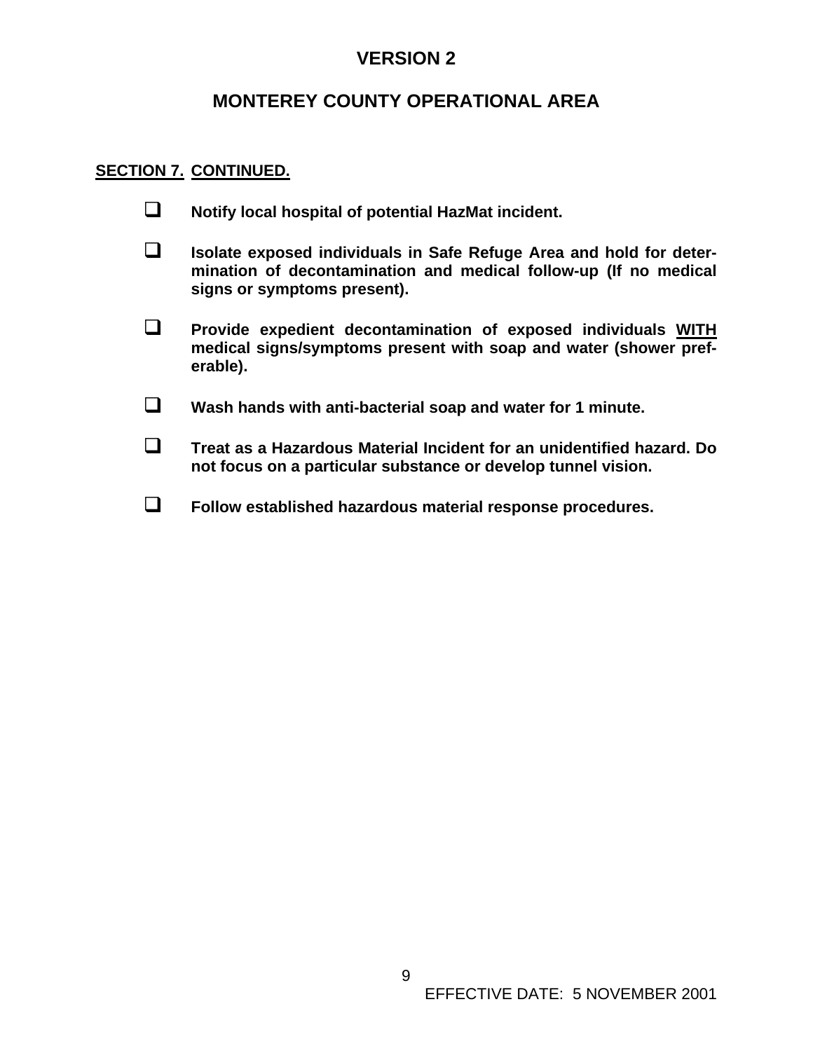# VERSION 2

# MONTEREY COUNTY OPERATIONAL AREA

**SECTION 7. CONTINUED.**

- ☐ **Notify local hospital of potential HazMat incident.**
- ☐ **Isolate exposed individuals in Safe Refuge Area and hold for determination of decontamination and medical follow-up (If no medical signs or symptoms present).**
- ☐ **Provide expedient decontamination of exposed individuals WITH medical signs/symptoms present with soap and water (shower preferable).**
- ☐ **Wash hands with anti-bacterial soap and water for 1 minute.**
- ☐ **Treat as a Hazardous Material Incident for an unidentified hazard. Do not focus on a particular substance or develop tunnel vision.**
- ☐ **Follow established hazardous material response procedures.**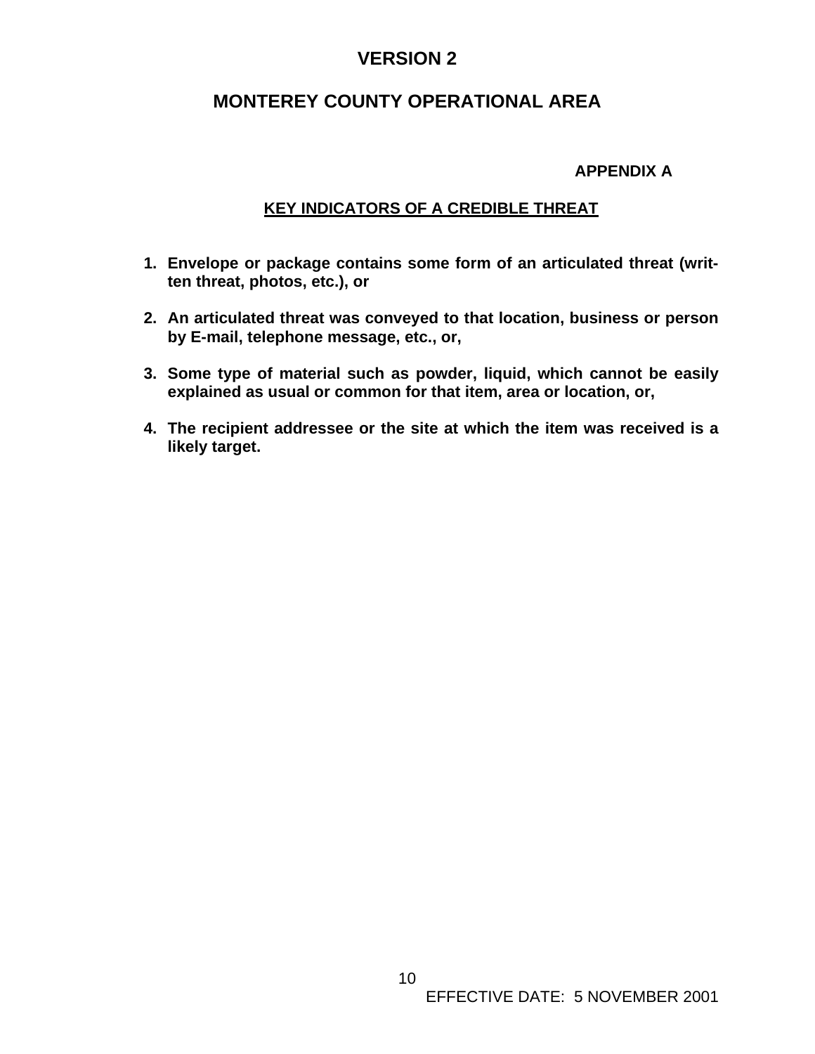# VERSION 2

# MONTEREY COUNTY OPERATIONAL AREA

**APPENDIX A**

## KEY INDICATORS OF A CREDIBLE THREAT

1. **Envelope or package contains some form of an articulated threat (written threat, photos, etc.), or**

2. **An articulated threat was conveyed to that location, business or person by E-mail, telephone message, etc., or,**

3. **Some type of material such as powder, liquid, which cannot be easily explained as usual or common for that item, area or location, or,**

4. **The recipient addressee or the site at which the item was received is a likely target.**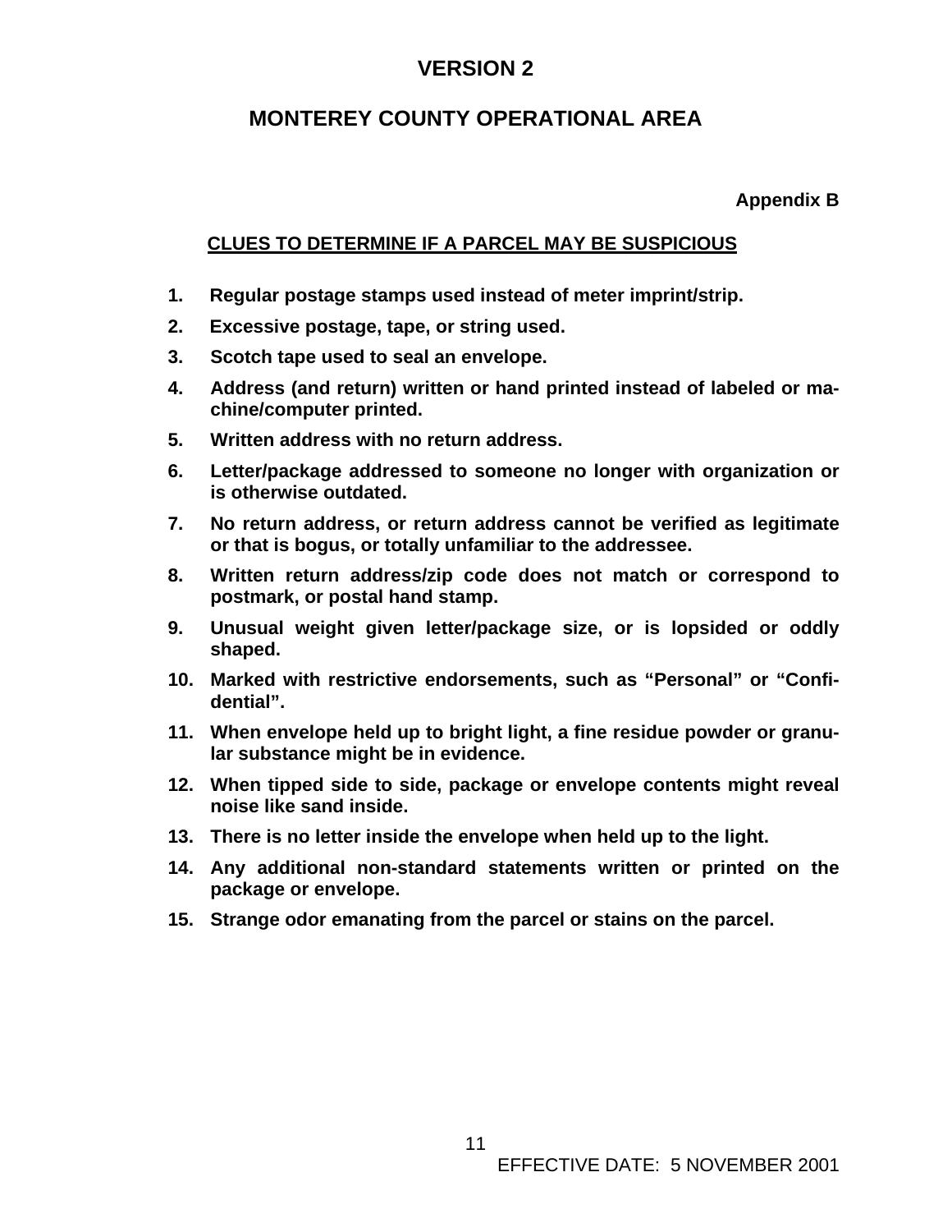# VERSION 2

## MONTEREY COUNTY OPERATIONAL AREA

**Appendix B**

### CLUES TO DETERMINE IF A PARCEL MAY BE SUSPICIOUS

1. **Regular postage stamps used instead of meter imprint/strip.**
2. **Excessive postage, tape, or string used.**
3. **Scotch tape used to seal an envelope.**
4. **Address (and return) written or hand printed instead of labeled or machine/computer printed.**
5. **Written address with no return address.**
6. **Letter/package addressed to someone no longer with organization or is otherwise outdated.**
7. **No return address, or return address cannot be verified as legitimate or that is bogus, or totally unfamiliar to the addressee.**
8. **Written return address/zip code does not match or correspond to postmark, or postal hand stamp.**
9. **Unusual weight given letter/package size, or is lopsided or oddly shaped.**
10. **Marked with restrictive endorsements, such as "Personal" or "Confidential".**
11. **When envelope held up to bright light, a fine residue powder or granular substance might be in evidence.**
12. **When tipped side to side, package or envelope contents might reveal noise like sand inside.**
13. **There is no letter inside the envelope when held up to the light.**
14. **Any additional non-standard statements written or printed on the package or envelope.**
15. **Strange odor emanating from the parcel or stains on the parcel.**

EFFECTIVE DATE: 5 NOVEMBER 2001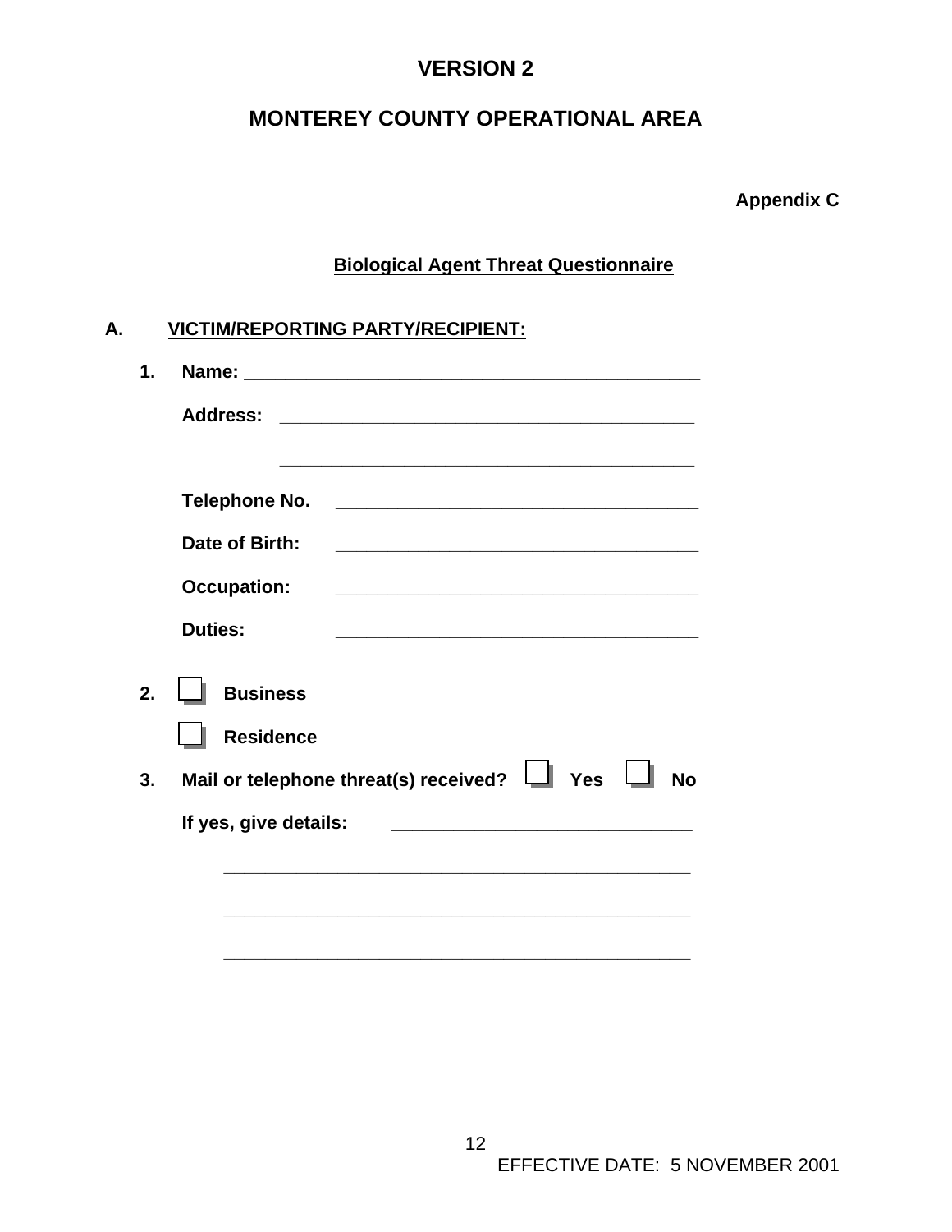**VERSION 2**

# MONTEREY COUNTY OPERATIONAL AREA

**Appendix C**

## Biological Agent Threat Questionnaire

### A. VICTIM/REPORTING PARTY/RECIPIENT:

1. **Name:** ______________________________________________

   **Address:** ________________________________________

   ________________________________________

   **Telephone No.** ____________________________________

   **Date of Birth:** ____________________________________

   **Occupation:** ____________________________________

   **Duties:** ____________________________________

2. ☐ **Business**

   ☐ **Residence**

3. **Mail or telephone threat(s) received?** ☐ **Yes** ☐ **No**

   **If yes, give details:** ______________________________

   ______________________________________________

   ______________________________________________

   ______________________________________________

EFFECTIVE DATE: 5 NOVEMBER 2001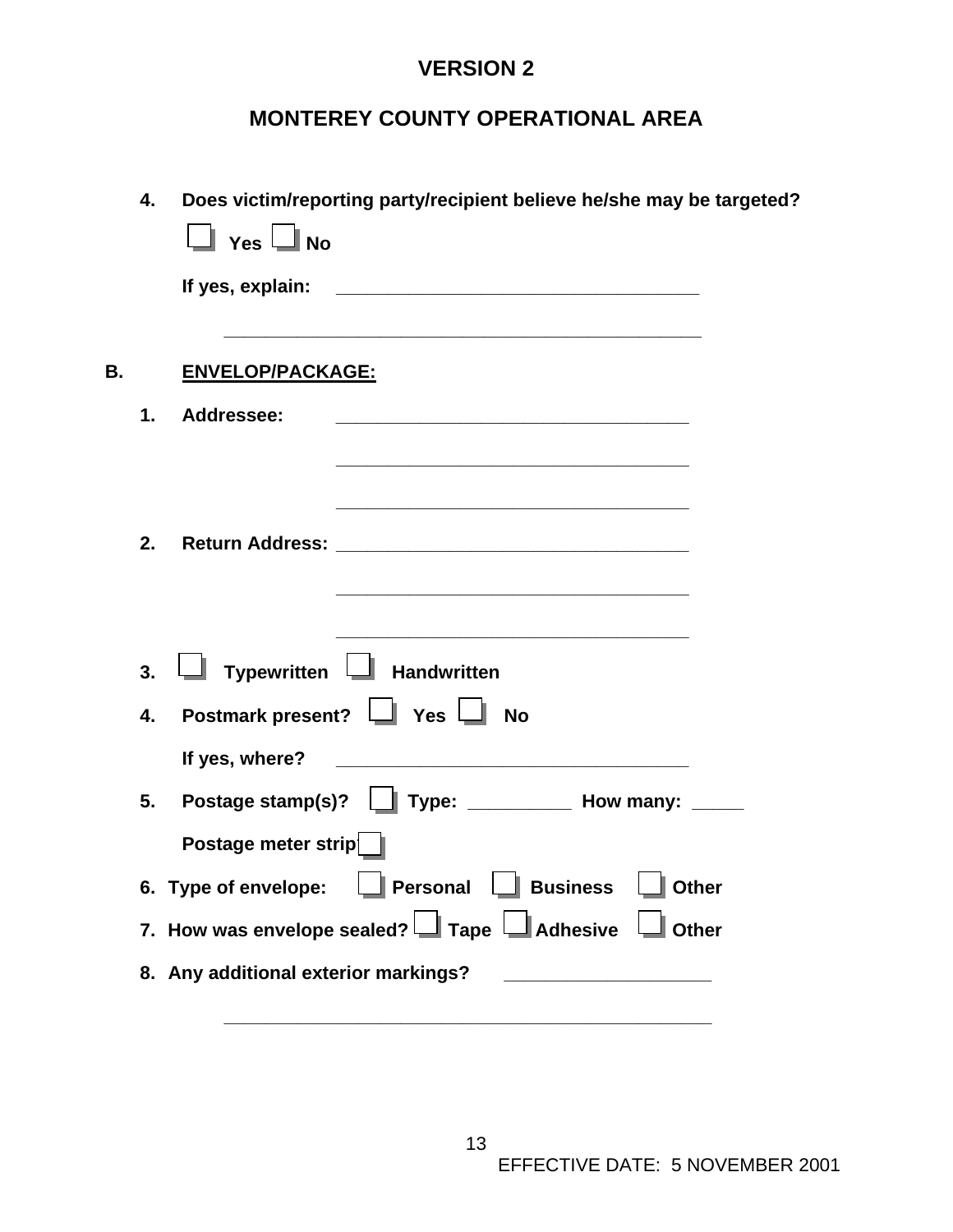**VERSION 2**

**MONTEREY COUNTY OPERATIONAL AREA**

**4. Does victim/reporting party/recipient believe he/she may be targeted?**

☐ **Yes** ☐ **No**

**If yes, explain:** ___________________________________

___________________________________________

**B. ENVELOP/PACKAGE:**

**1. Addressee:** ___________________________________

___________________________________

___________________________________

**2. Return Address:** ___________________________________

___________________________________

___________________________________

**3.** ☐ **Typewritten** ☐ **Handwritten**

**4. Postmark present?** ☐ **Yes** ☐ **No**

**If yes, where?** ___________________________________

**5. Postage stamp(s)?** ☐ **Type:** __________ **How many:** _____

**Postage meter strip** ☐

**6. Type of envelope:** ☐ **Personal** ☐ **Business** ☐ **Other**

**7. How was envelope sealed?** ☐ **Tape** ☐ **Adhesive** ☐ **Other**

**8. Any additional exterior markings?** ____________________

___________________________________________

EFFECTIVE DATE: 5 NOVEMBER 2001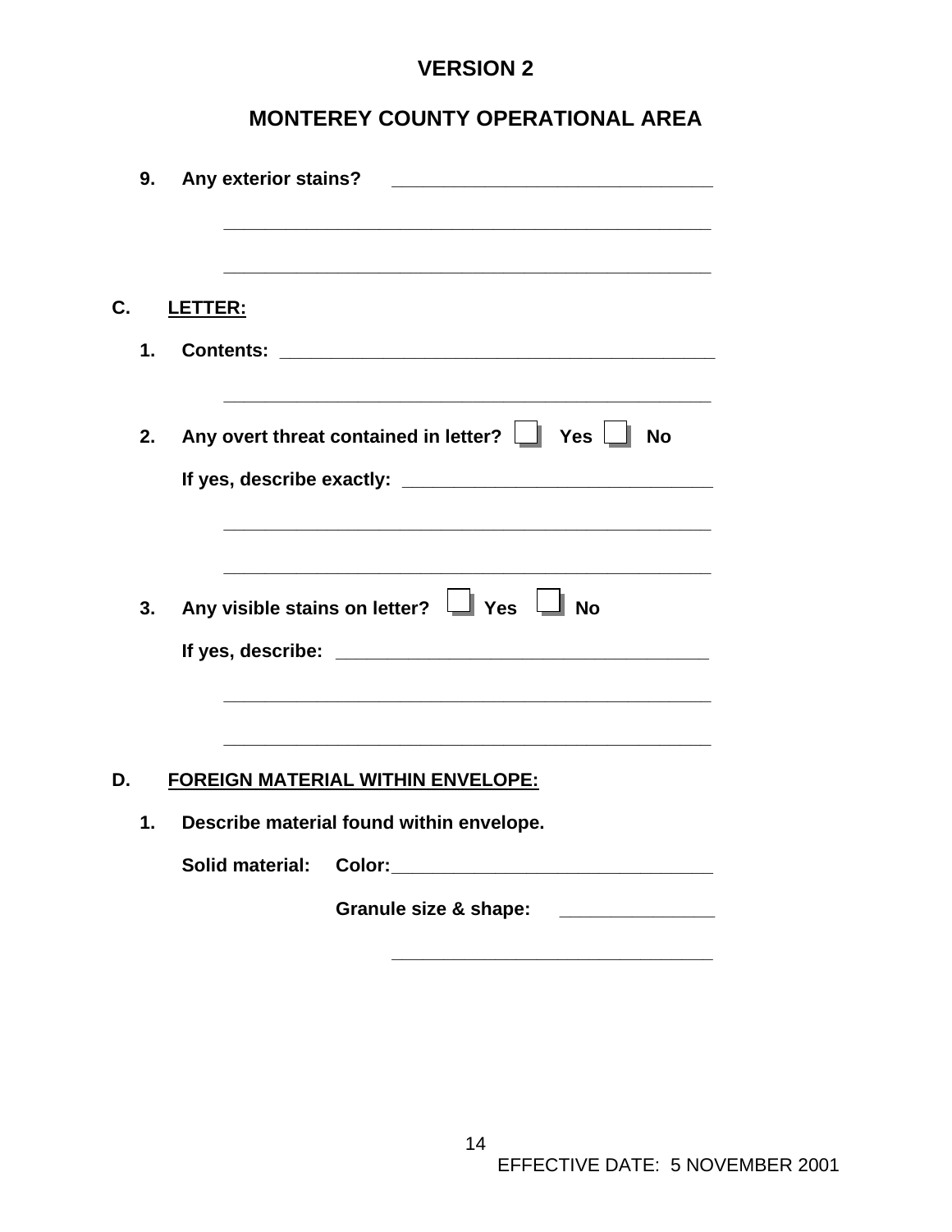**VERSION 2**

**MONTEREY COUNTY OPERATIONAL AREA**

9. **Any exterior stains?** ______________________________

______________________________________________

______________________________________________

**C. LETTER:**

1. **Contents:** ______________________________________

______________________________________________

2. **Any overt threat contained in letter?** ☐ **Yes** ☐ **No**

   **If yes, describe exactly:** ____________________________

______________________________________________

______________________________________________

3. **Any visible stains on letter?** ☐ **Yes** ☐ **No**

   **If yes, describe:** __________________________________

______________________________________________

______________________________________________

**D. FOREIGN MATERIAL WITHIN ENVELOPE:**

1. **Describe material found within envelope.**

   **Solid material:** **Color:** ______________________________

   **Granule size & shape:** ______________

   ______________________________

EFFECTIVE DATE: 5 NOVEMBER 2001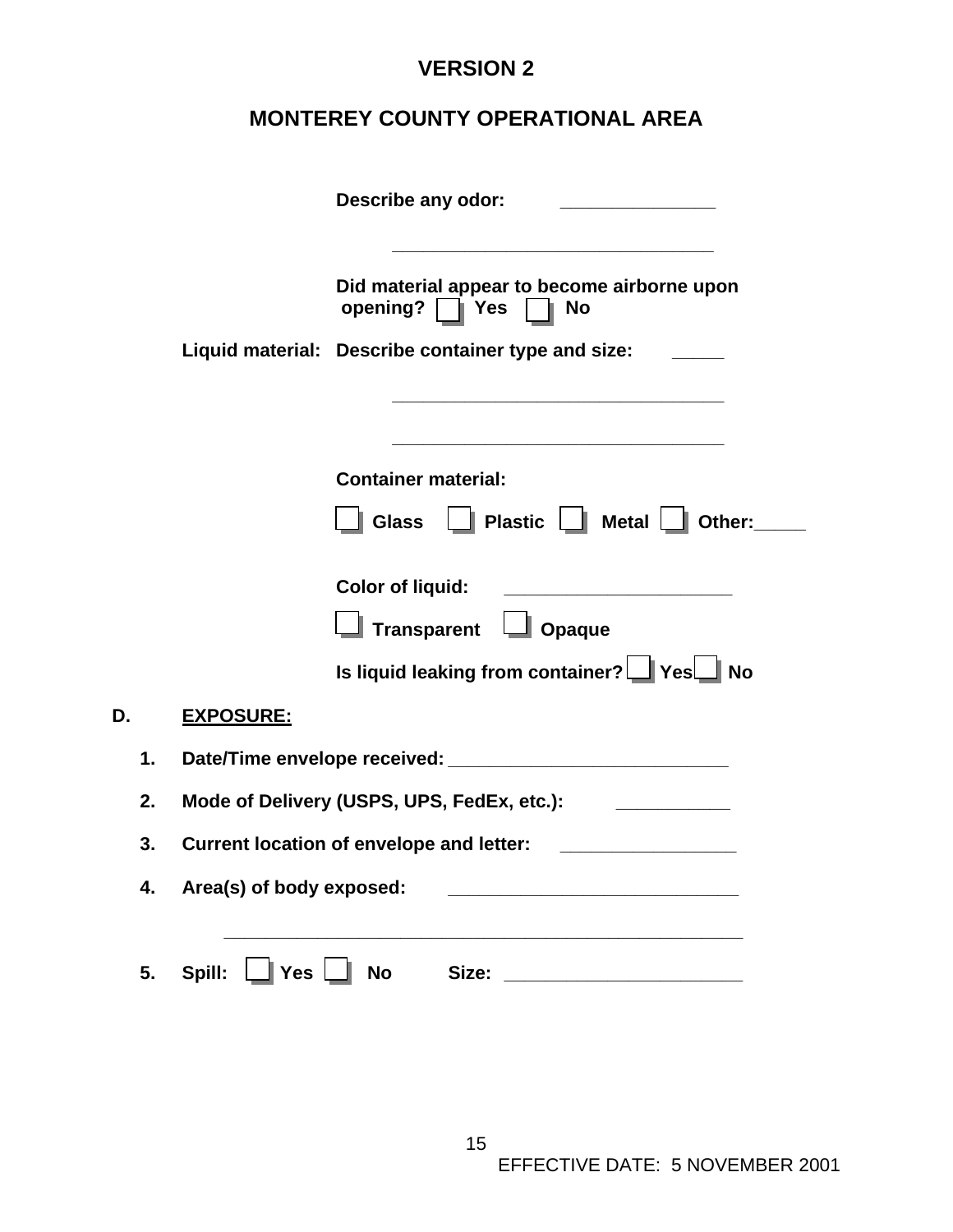**VERSION 2**

**MONTEREY COUNTY OPERATIONAL AREA**

**Describe any odor:** _______________

_______________________________

**Did material appear to become airborne upon opening?** ☐ **Yes** ☐ **No**

**Liquid material:** **Describe container type and size:** _____

_________________________________

_________________________________

**Container material:**

☐ **Glass** ☐ **Plastic** ☐ **Metal** ☐ **Other:_____**

**Color of liquid:** ______________________

☐ **Transparent** ☐ **Opaque**

**Is liquid leaking from container?** ☐ **Yes** ☐ **No**

**D. EXPOSURE:**

1. **Date/Time envelope received:** ___________________________
2. **Mode of Delivery (USPS, UPS, FedEx, etc.):** ___________
3. **Current location of envelope and letter:** _________________
4. **Area(s) of body exposed:** ____________________________

   ___________________________________________________

5. **Spill:** ☐ **Yes** ☐ **No** **Size:** _______________________

EFFECTIVE DATE: 5 NOVEMBER 2001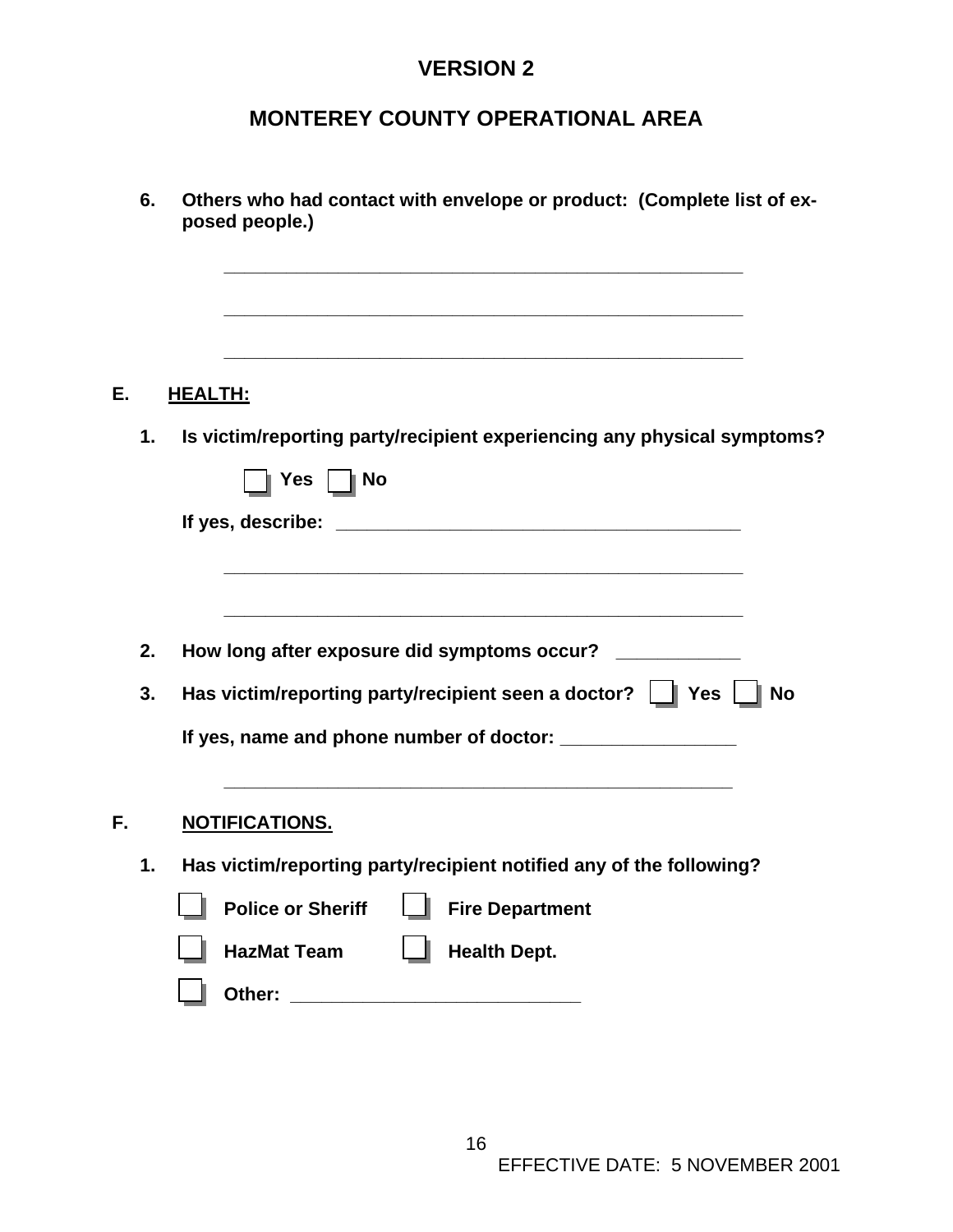# VERSION 2

# MONTEREY COUNTY OPERATIONAL AREA

**6. Others who had contact with envelope or product: (Complete list of exposed people.)**

_______________________________________________

_______________________________________________

_______________________________________________

**E. HEALTH:**

**1. Is victim/reporting party/recipient experiencing any physical symptoms?**

☐ **Yes** ☐ **No**

**If yes, describe:** _______________________________________________

_______________________________________________

_______________________________________________

**2. How long after exposure did symptoms occur?** ____________

**3. Has victim/reporting party/recipient seen a doctor?** ☐ **Yes** ☐ **No**

**If yes, name and phone number of doctor:** ________________

_______________________________________________

**F. NOTIFICATIONS.**

**1. Has victim/reporting party/recipient notified any of the following?**

☐ **Police or Sheriff** ☐ **Fire Department**

☐ **HazMat Team** ☐ **Health Dept.**

☐ **Other:** ___________________________

EFFECTIVE DATE: 5 NOVEMBER 2001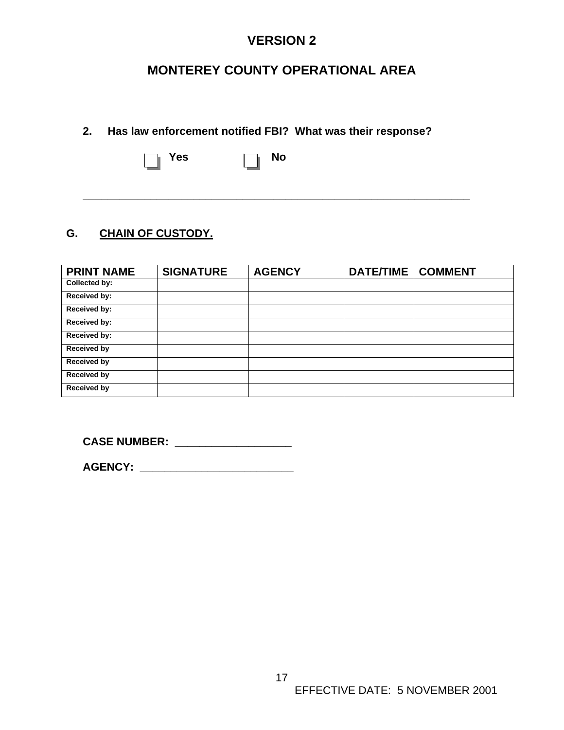# VERSION 2

# MONTEREY COUNTY OPERATIONAL AREA

**2. Has law enforcement notified FBI? What was their response?**

☐ **Yes** ☐ **No**

______________________________________________________________________

## G. CHAIN OF CUSTODY.

| PRINT NAME | SIGNATURE | AGENCY | DATE/TIME | COMMENT |
|---|---|---|---|---|
| Collected by: | | | | |
| Received by: | | | | |
| Received by: | | | | |
| Received by: | | | | |
| Received by: | | | | |
| Received by | | | | |
| Received by | | | | |
| Received by | | | | |
| Received by | | | | |

**CASE NUMBER:** ___________________

**AGENCY:** _________________________

EFFECTIVE DATE: 5 NOVEMBER 2001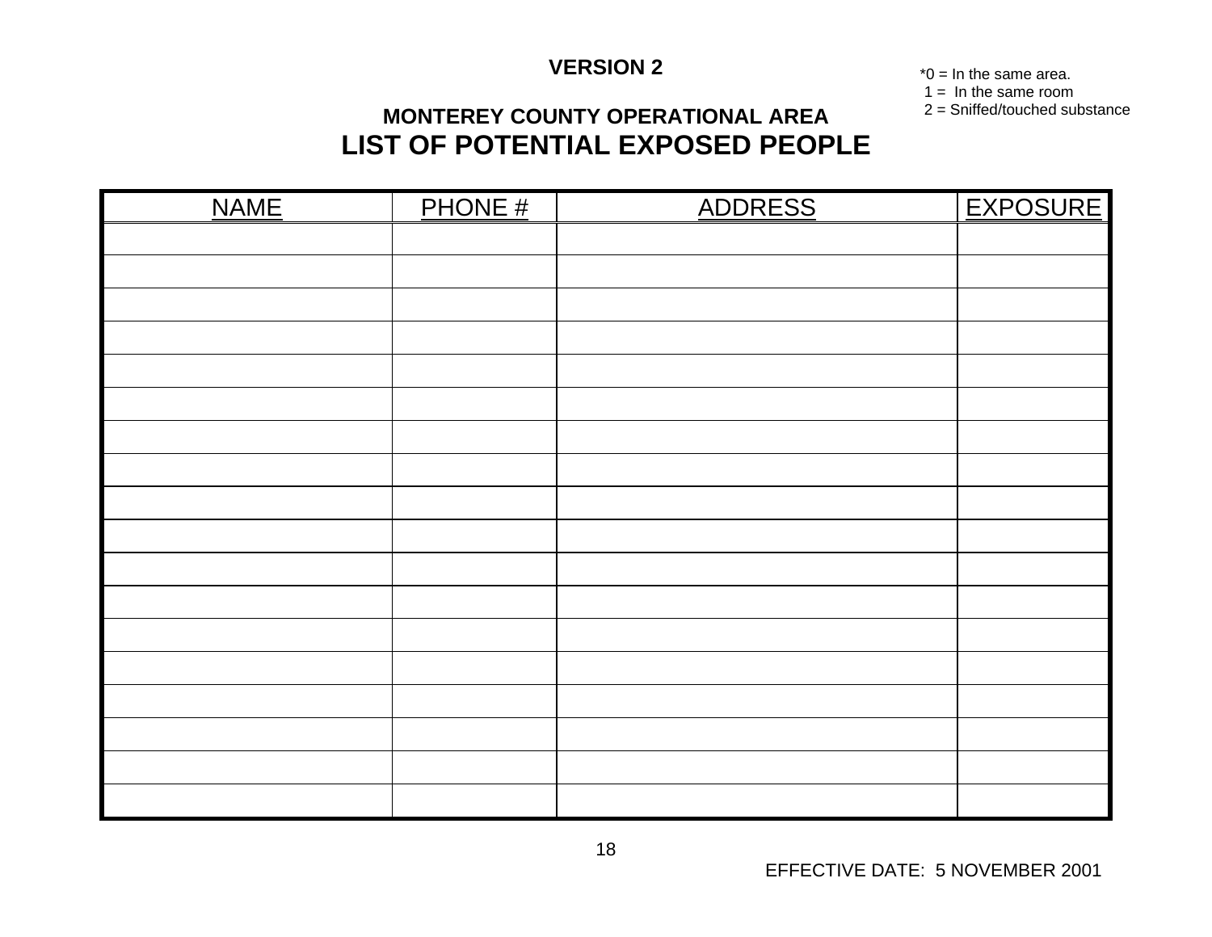**VERSION 2**

*0 = In the same area.
1 = In the same room
2 = Sniffed/touched substance

## MONTEREY COUNTY OPERATIONAL AREA

# LIST OF POTENTIAL EXPOSED PEOPLE

| NAME | PHONE # | ADDRESS | EXPOSURE |
|---|---|---|---|
| | | | |
| | | | |
| | | | |
| | | | |
| | | | |
| | | | |
| | | | |
| | | | |
| | | | |
| | | | |
| | | | |
| | | | |
| | | | |
| | | | |
| | | | |
| | | | |
| | | | |
| | | | |

EFFECTIVE DATE: 5 NOVEMBER 2001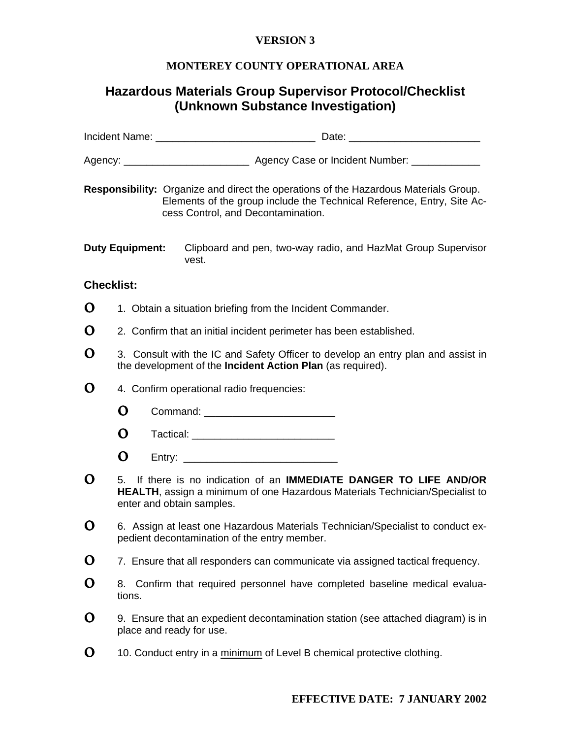**VERSION 3**

**MONTEREY COUNTY OPERATIONAL AREA**

# Hazardous Materials Group Supervisor Protocol/Checklist (Unknown Substance Investigation)

Incident Name: ____________________________ Date: _______________________

Agency: ______________________ Agency Case or Incident Number: ____________

**Responsibility:** Organize and direct the operations of the Hazardous Materials Group. Elements of the group include the Technical Reference, Entry, Site Access Control, and Decontamination.

**Duty Equipment:** Clipboard and pen, two-way radio, and HazMat Group Supervisor vest.

## Checklist:

- O 1. Obtain a situation briefing from the Incident Commander.
- O 2. Confirm that an initial incident perimeter has been established.
- O 3. Consult with the IC and Safety Officer to develop an entry plan and assist in the development of the **Incident Action Plan** (as required).
- O 4. Confirm operational radio frequencies:
  - O Command: ______________________
  - O Tactical: ________________________
  - O Entry: __________________________
- O 5. If there is no indication of an **IMMEDIATE DANGER TO LIFE AND/OR HEALTH**, assign a minimum of one Hazardous Materials Technician/Specialist to enter and obtain samples.
- O 6. Assign at least one Hazardous Materials Technician/Specialist to conduct expedient decontamination of the entry member.
- O 7. Ensure that all responders can communicate via assigned tactical frequency.
- O 8. Confirm that required personnel have completed baseline medical evaluations.
- O 9. Ensure that an expedient decontamination station (see attached diagram) is in place and ready for use.
- O 10. Conduct entry in a <u>minimum</u> of Level B chemical protective clothing.

**EFFECTIVE DATE: 7 JANUARY 2002**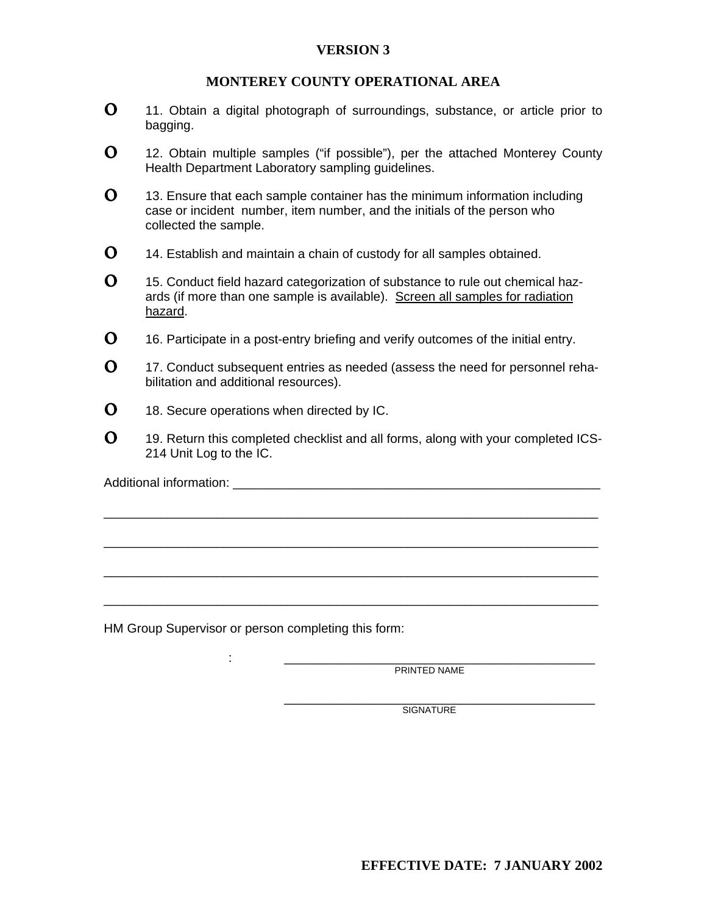**VERSION 3**

**MONTEREY COUNTY OPERATIONAL AREA**

- o 11. Obtain a digital photograph of surroundings, substance, or article prior to bagging.
- o 12. Obtain multiple samples ("if possible"), per the attached Monterey County Health Department Laboratory sampling guidelines.
- o 13. Ensure that each sample container has the minimum information including case or incident number, item number, and the initials of the person who collected the sample.
- o 14. Establish and maintain a chain of custody for all samples obtained.
- o 15. Conduct field hazard categorization of substance to rule out chemical hazards (if more than one sample is available). Screen all samples for radiation hazard.
- o 16. Participate in a post-entry briefing and verify outcomes of the initial entry.
- o 17. Conduct subsequent entries as needed (assess the need for personnel rehabilitation and additional resources).
- o 18. Secure operations when directed by IC.
- o 19. Return this completed checklist and all forms, along with your completed ICS-214 Unit Log to the IC.

Additional information: ______________________________________________________

______________________________________________________________________

______________________________________________________________________

______________________________________________________________________

______________________________________________________________________

HM Group Supervisor or person completing this form:

: ______________________________________________
PRINTED NAME

______________________________________________
SIGNATURE

**EFFECTIVE DATE: 7 JANUARY 2002**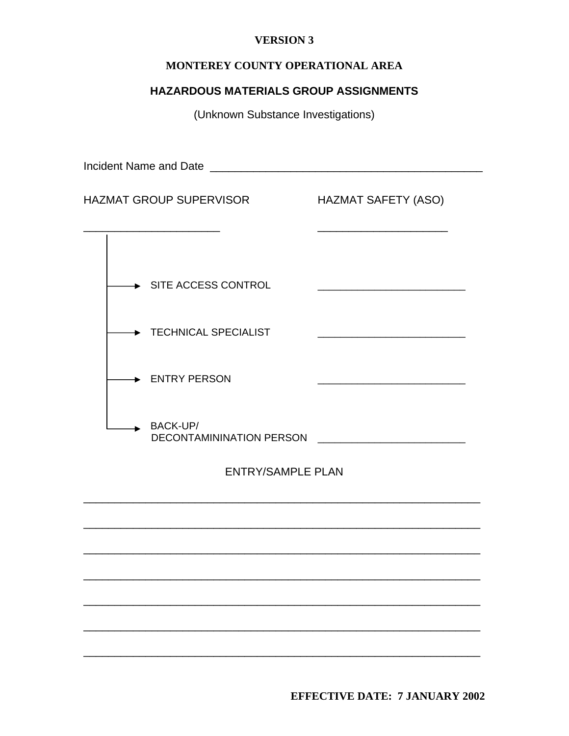**VERSION 3**

**MONTEREY COUNTY OPERATIONAL AREA**

**HAZARDOUS MATERIALS GROUP ASSIGNMENTS**

(Unknown Substance Investigations)

Incident Name and Date ______________________________________________

HAZMAT GROUP SUPERVISOR ______________________

HAZMAT SAFETY (ASO) ______________________

- SITE ACCESS CONTROL ________________________
- TECHNICAL SPECIALIST ________________________
- ENTRY PERSON ________________________
- BACK-UP/ DECONTAMININATION PERSON ________________________

ENTRY/SAMPLE PLAN

_______________________________________________________________

_______________________________________________________________

_______________________________________________________________

_______________________________________________________________

_______________________________________________________________

_______________________________________________________________

_______________________________________________________________

**EFFECTIVE DATE: 7 JANUARY 2002**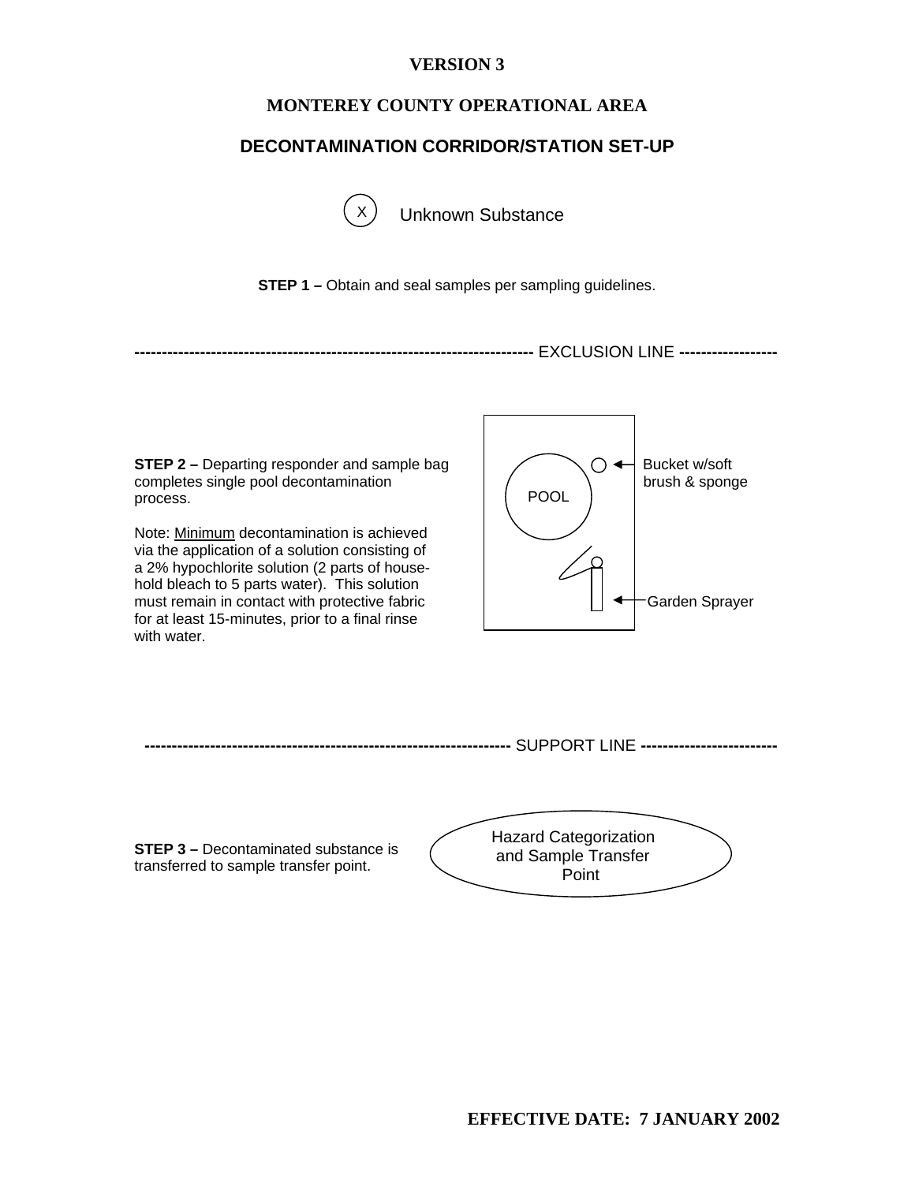**VERSION 3**

**MONTEREY COUNTY OPERATIONAL AREA**

**DECONTAMINATION CORRIDOR/STATION SET-UP**

X Unknown Substance

**STEP 1 –** Obtain and seal samples per sampling guidelines.

------------------------------------------------------------------------ EXCLUSION LINE ------------------

**STEP 2 –** Departing responder and sample bag completes single pool decontamination process.

Note: Minimum decontamination is achieved via the application of a solution consisting of a 2% hypochlorite solution (2 parts of house-hold bleach to 5 parts water). This solution must remain in contact with protective fabric for at least 15-minutes, prior to a final rinse with water.

POOL

Bucket w/soft brush & sponge

Garden Sprayer

------------------------------------------------------------------ SUPPORT LINE ------------------------

**STEP 3 –** Decontaminated substance is transferred to sample transfer point.

Hazard Categorization and Sample Transfer Point

**EFFECTIVE DATE: 7 JANUARY 2002**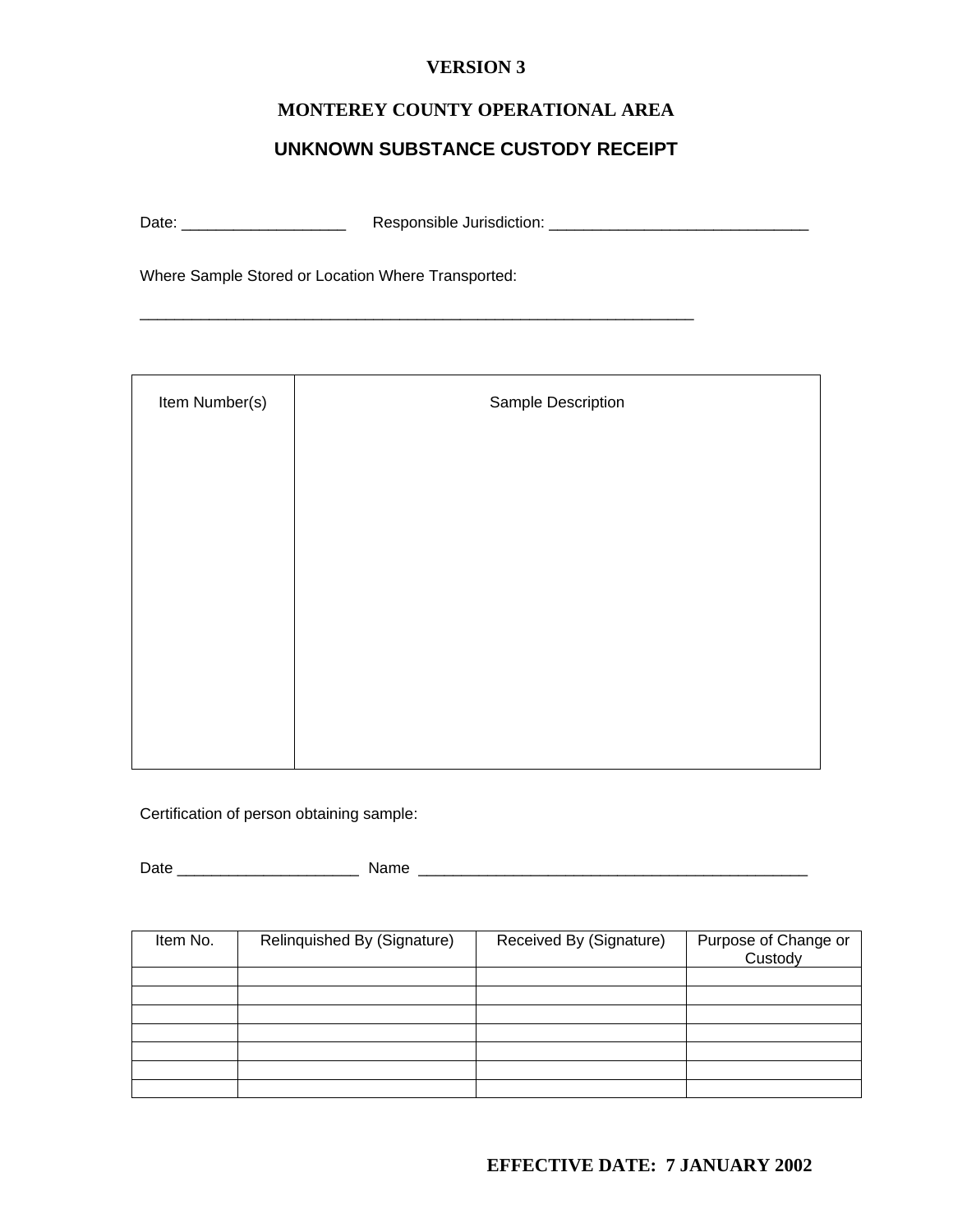**VERSION 3**

**MONTEREY COUNTY OPERATIONAL AREA**

**UNKNOWN SUBSTANCE CUSTODY RECEIPT**

Date: ___________________ Responsible Jurisdiction: ______________________________

Where Sample Stored or Location Where Transported:

_________________________________________________________________

| Item Number(s) | Sample Description |
|---|---|
| | |

Certification of person obtaining sample:

Date _____________________ Name _____________________________________________

| Item No. | Relinquished By (Signature) | Received By (Signature) | Purpose of Change or Custody |
|---|---|---|---|
| | | | |
| | | | |
| | | | |
| | | | |
| | | | |
| | | | |
| | | | |

**EFFECTIVE DATE: 7 JANUARY 2002**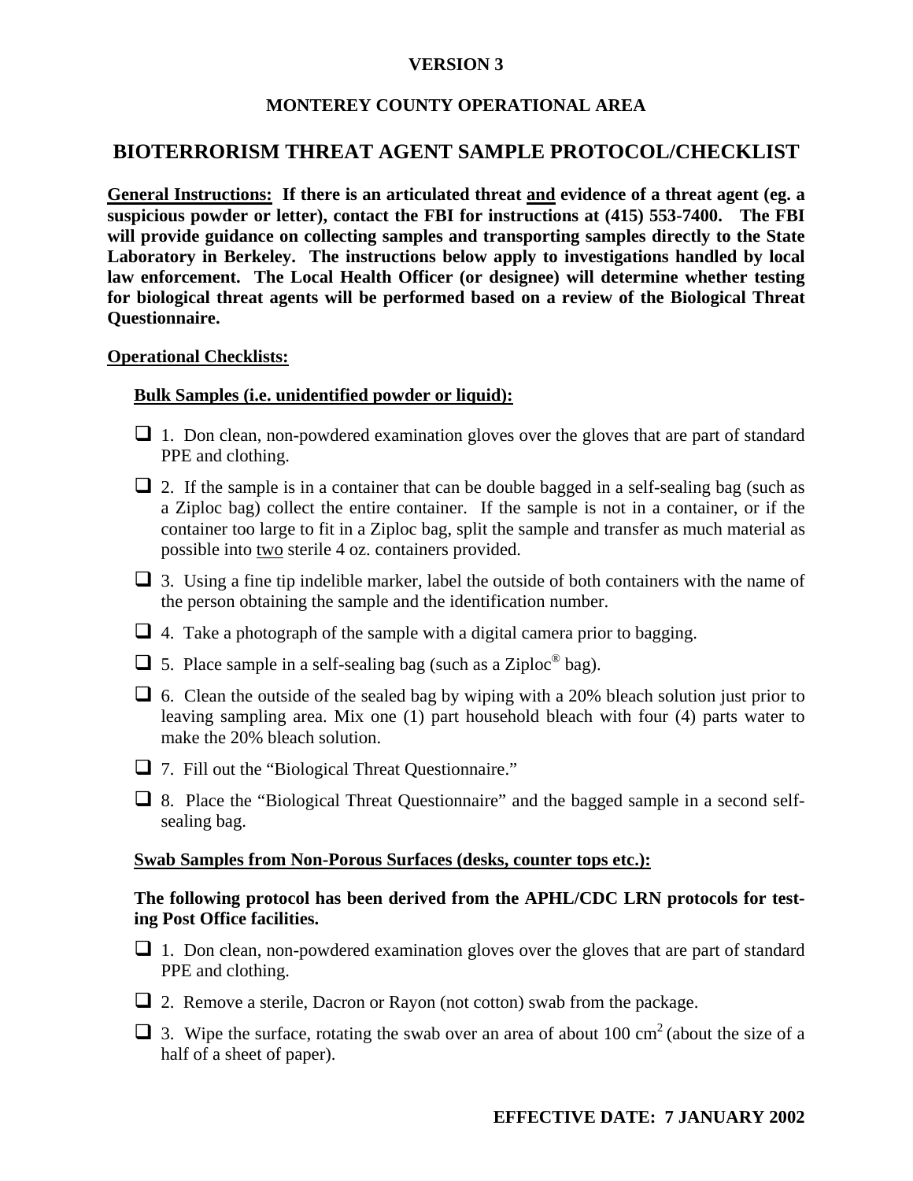**VERSION 3**

**MONTEREY COUNTY OPERATIONAL AREA**

# BIOTERRORISM THREAT AGENT SAMPLE PROTOCOL/CHECKLIST

**General Instructions: If there is an articulated threat and evidence of a threat agent (eg. a suspicious powder or letter), contact the FBI for instructions at (415) 553-7400. The FBI will provide guidance on collecting samples and transporting samples directly to the State Laboratory in Berkeley. The instructions below apply to investigations handled by local law enforcement. The Local Health Officer (or designee) will determine whether testing for biological threat agents will be performed based on a review of the Biological Threat Questionnaire.**

**Operational Checklists:**

**Bulk Samples (i.e. unidentified powder or liquid):**

- ☐ 1. Don clean, non-powdered examination gloves over the gloves that are part of standard PPE and clothing.
- ☐ 2. If the sample is in a container that can be double bagged in a self-sealing bag (such as a Ziploc bag) collect the entire container. If the sample is not in a container, or if the container too large to fit in a Ziploc bag, split the sample and transfer as much material as possible into two sterile 4 oz. containers provided.
- ☐ 3. Using a fine tip indelible marker, label the outside of both containers with the name of the person obtaining the sample and the identification number.
- ☐ 4. Take a photograph of the sample with a digital camera prior to bagging.
- ☐ 5. Place sample in a self-sealing bag (such as a Ziploc® bag).
- ☐ 6. Clean the outside of the sealed bag by wiping with a 20% bleach solution just prior to leaving sampling area. Mix one (1) part household bleach with four (4) parts water to make the 20% bleach solution.
- ☐ 7. Fill out the "Biological Threat Questionnaire."
- ☐ 8. Place the "Biological Threat Questionnaire" and the bagged sample in a second self-sealing bag.

**Swab Samples from Non-Porous Surfaces (desks, counter tops etc.):**

**The following protocol has been derived from the APHL/CDC LRN protocols for testing Post Office facilities.**

- ☐ 1. Don clean, non-powdered examination gloves over the gloves that are part of standard PPE and clothing.
- ☐ 2. Remove a sterile, Dacron or Rayon (not cotton) swab from the package.
- ☐ 3. Wipe the surface, rotating the swab over an area of about 100 $cm^2$ (about the size of a half of a sheet of paper).

**EFFECTIVE DATE: 7 JANUARY 2002**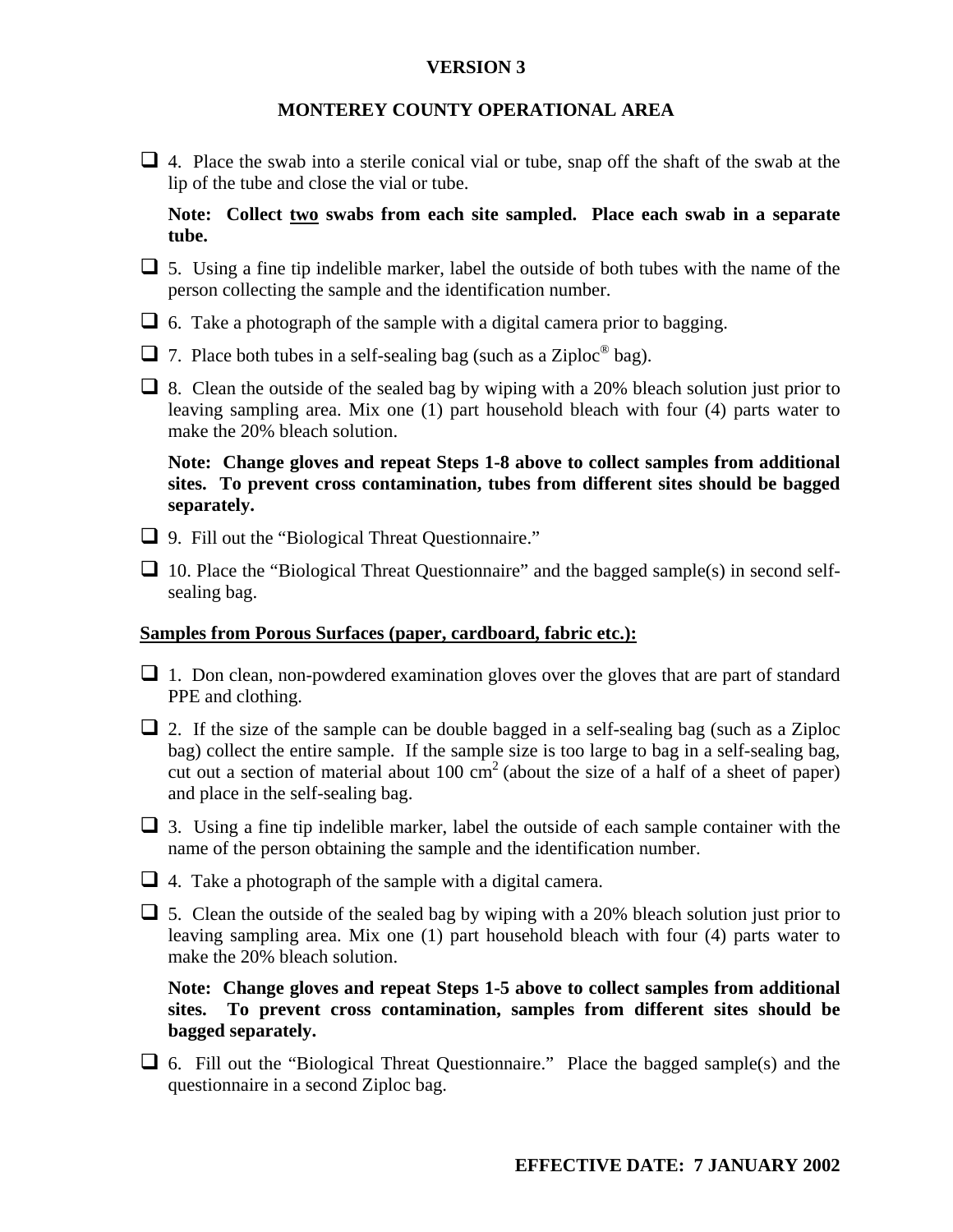- [ ] 4. Place the swab into a sterile conical vial or tube, snap off the shaft of the swab at the lip of the tube and close the vial or tube.

  **Note: Collect <u>two</u> swabs from each site sampled. Place each swab in a separate tube.**

- [ ] 5. Using a fine tip indelible marker, label the outside of both tubes with the name of the person collecting the sample and the identification number.
- [ ] 6. Take a photograph of the sample with a digital camera prior to bagging.
- [ ] 7. Place both tubes in a self-sealing bag (such as a Ziploc® bag).
- [ ] 8. Clean the outside of the sealed bag by wiping with a 20% bleach solution just prior to leaving sampling area. Mix one (1) part household bleach with four (4) parts water to make the 20% bleach solution.

  **Note: Change gloves and repeat Steps 1-8 above to collect samples from additional sites. To prevent cross contamination, tubes from different sites should be bagged separately.**

- [ ] 9. Fill out the "Biological Threat Questionnaire."
- [ ] 10. Place the "Biological Threat Questionnaire" and the bagged sample(s) in second self-sealing bag.

**<u>Samples from Porous Surfaces (paper, cardboard, fabric etc.):</u>**

- [ ] 1. Don clean, non-powdered examination gloves over the gloves that are part of standard PPE and clothing.
- [ ] 2. If the size of the sample can be double bagged in a self-sealing bag (such as a Ziploc bag) collect the entire sample. If the sample size is too large to bag in a self-sealing bag, cut out a section of material about 100 $cm^2$ (about the size of a half of a sheet of paper) and place in the self-sealing bag.
- [ ] 3. Using a fine tip indelible marker, label the outside of each sample container with the name of the person obtaining the sample and the identification number.
- [ ] 4. Take a photograph of the sample with a digital camera.
- [ ] 5. Clean the outside of the sealed bag by wiping with a 20% bleach solution just prior to leaving sampling area. Mix one (1) part household bleach with four (4) parts water to make the 20% bleach solution.

  **Note: Change gloves and repeat Steps 1-5 above to collect samples from additional sites. To prevent cross contamination, samples from different sites should be bagged separately.**

- [ ] 6. Fill out the "Biological Threat Questionnaire." Place the bagged sample(s) and the questionnaire in a second Ziploc bag.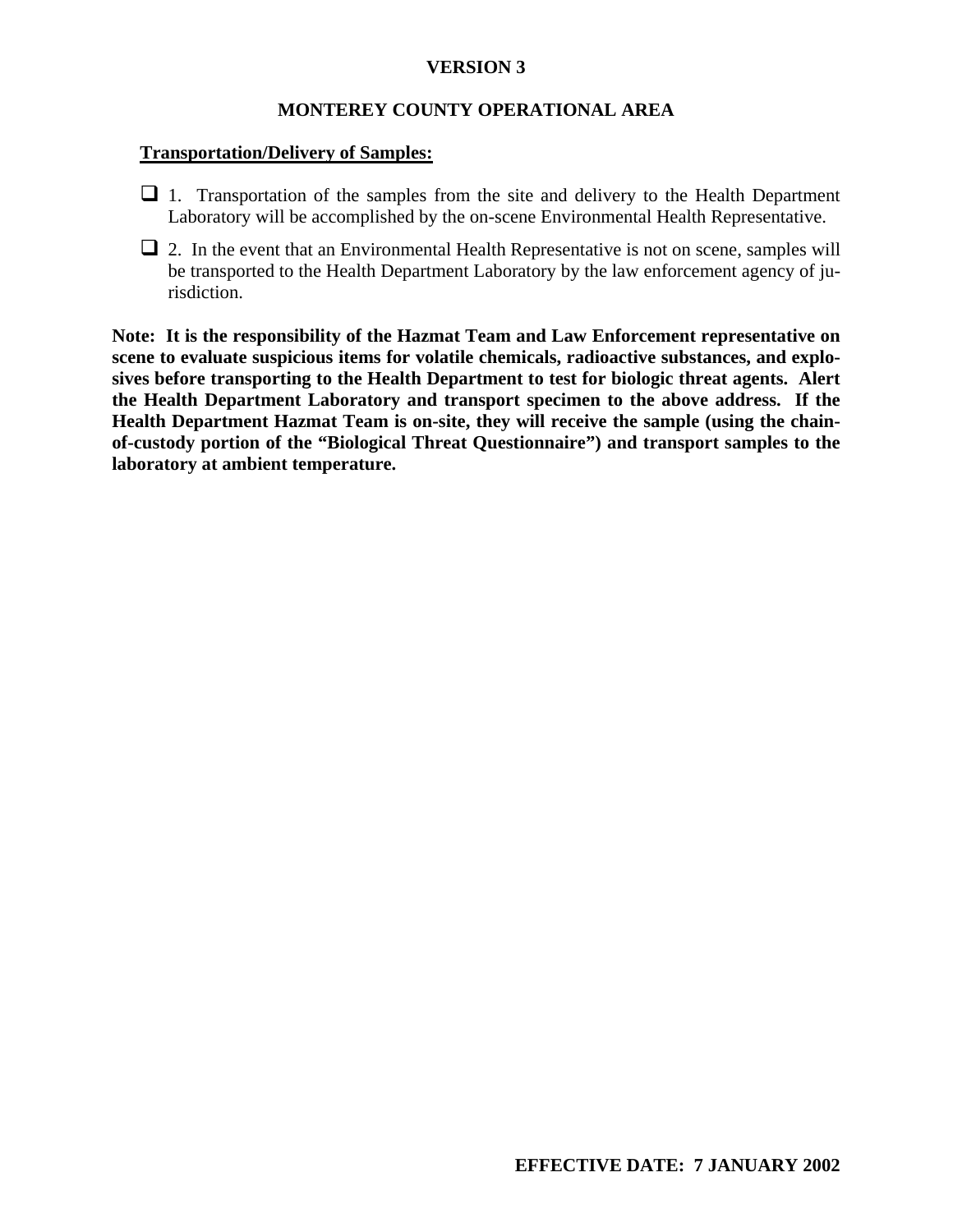**Transportation/Delivery of Samples:**

- [ ] 1. Transportation of the samples from the site and delivery to the Health Department Laboratory will be accomplished by the on-scene Environmental Health Representative.
- [ ] 2. In the event that an Environmental Health Representative is not on scene, samples will be transported to the Health Department Laboratory by the law enforcement agency of jurisdiction.

**Note: It is the responsibility of the Hazmat Team and Law Enforcement representative on scene to evaluate suspicious items for volatile chemicals, radioactive substances, and explosives before transporting to the Health Department to test for biologic threat agents. Alert the Health Department Laboratory and transport specimen to the above address. If the Health Department Hazmat Team is on-site, they will receive the sample (using the chain-of-custody portion of the "Biological Threat Questionnaire") and transport samples to the laboratory at ambient temperature.**